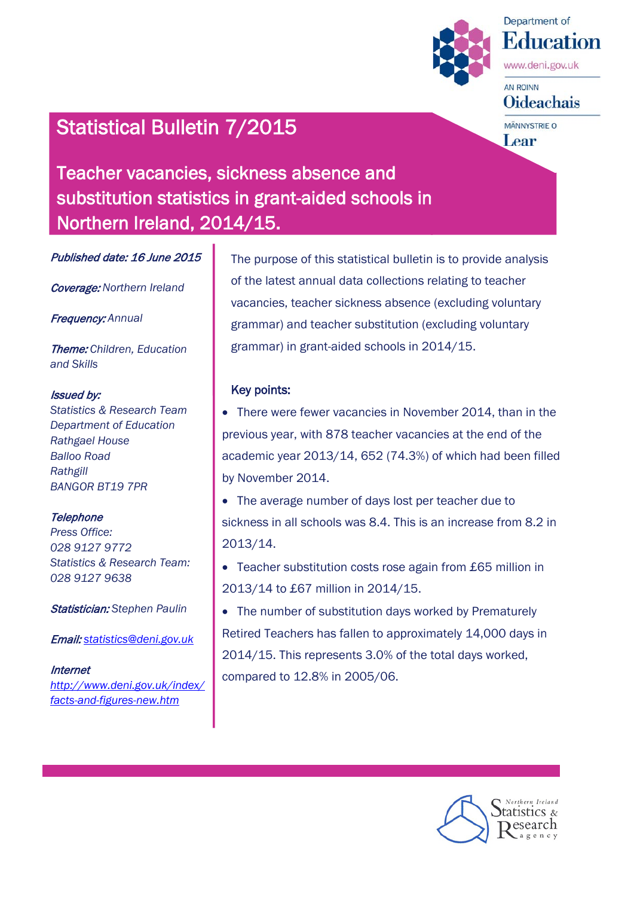Department of Education
www.deni.gov.uk
AN ROINN Oideachais
MÄNNYSTRIE O Lear

# Statistical Bulletin 7/2015

## Teacher vacancies, sickness absence and substitution statistics in grant-aided schools in Northern Ireland, 2014/15.

***Published date:*** *16 June 2015*

***Coverage:*** Northern Ireland

***Frequency:*** Annual

***Theme:*** Children, Education and Skills

***Issued by:***
*Statistics & Research Team*
*Department of Education*
*Rathgael House*
*Balloo Road*
*Rathgill*
*BANGOR BT19 7PR*

***Telephone***
*Press Office:*
*028 9127 9772*
*Statistics & Research Team:*
*028 9127 9638*

***Statistician:*** Stephen Paulin

***Email:*** statistics@deni.gov.uk

***Internet***
http://www.deni.gov.uk/index/facts-and-figures-new.htm

The purpose of this statistical bulletin is to provide analysis of the latest annual data collections relating to teacher vacancies, teacher sickness absence (excluding voluntary grammar) and teacher substitution (excluding voluntary grammar) in grant-aided schools in 2014/15.

### Key points:

- There were fewer vacancies in November 2014, than in the previous year, with 878 teacher vacancies at the end of the academic year 2013/14, 652 (74.3%) of which had been filled by November 2014.
- The average number of days lost per teacher due to sickness in all schools was 8.4. This is an increase from 8.2 in 2013/14.
- Teacher substitution costs rose again from £65 million in 2013/14 to £67 million in 2014/15.
- The number of substitution days worked by Prematurely Retired Teachers has fallen to approximately 14,000 days in 2014/15. This represents 3.0% of the total days worked, compared to 12.8% in 2005/06.

Northern Ireland Statistics & Research agency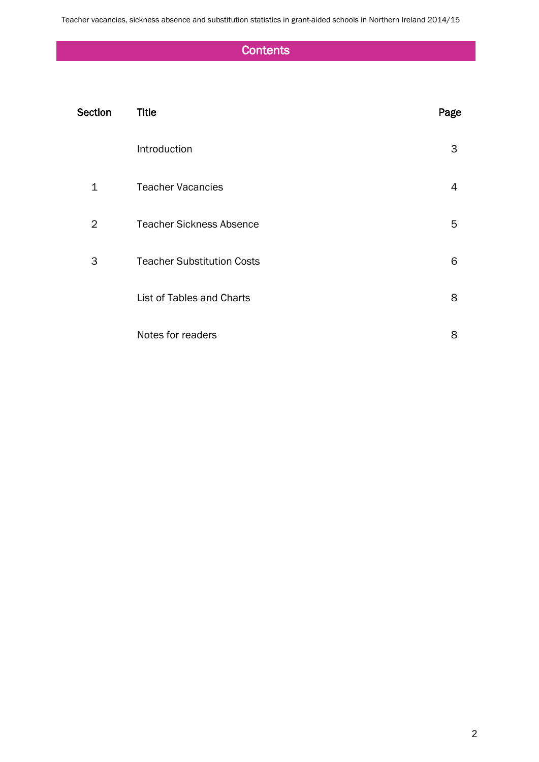# Contents

| Section | Title | Page |
|---|---|---|
| | Introduction | 3 |
| 1 | Teacher Vacancies | 4 |
| 2 | Teacher Sickness Absence | 5 |
| 3 | Teacher Substitution Costs | 6 |
| | List of Tables and Charts | 8 |
| | Notes for readers | 8 |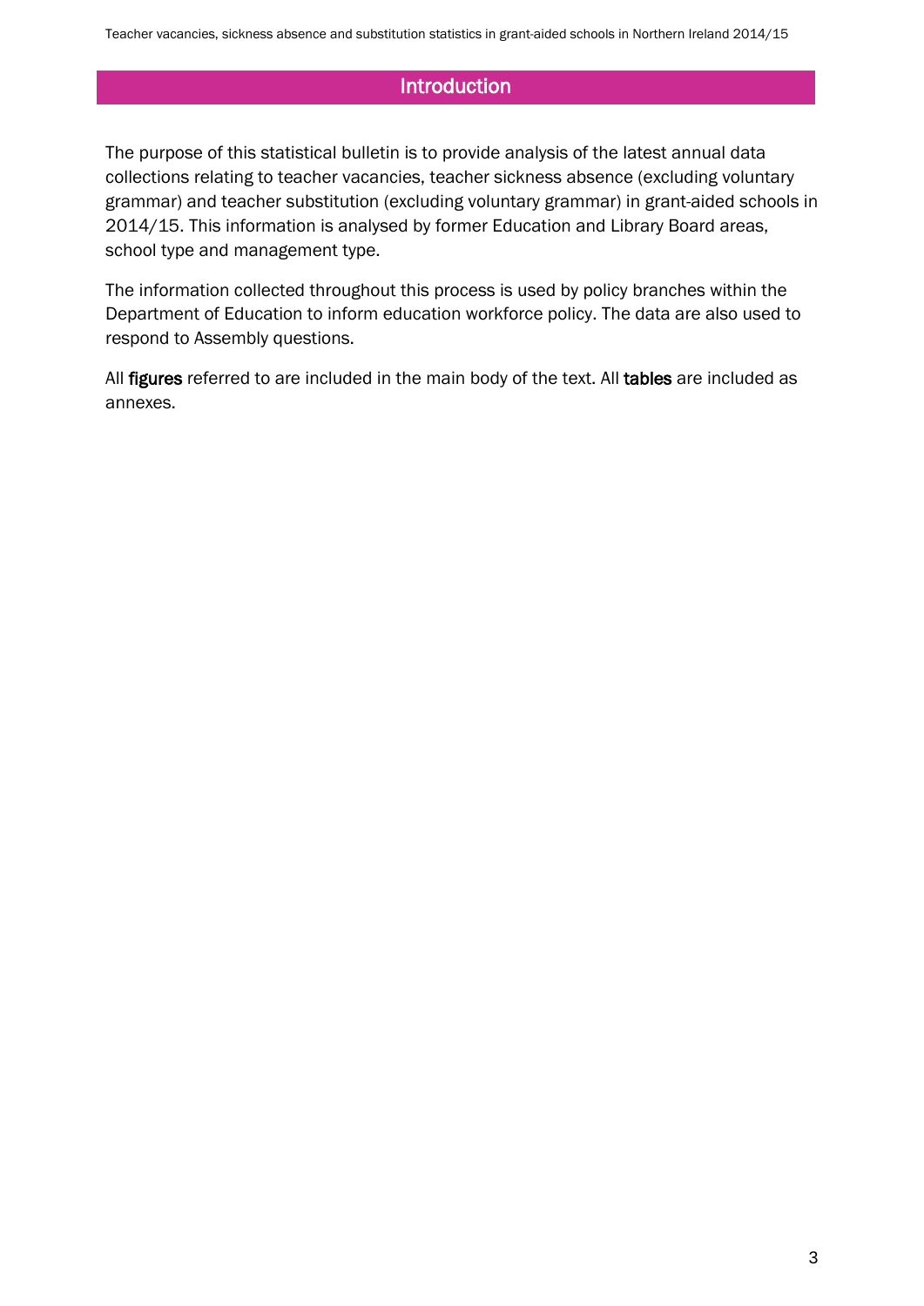## Introduction

The purpose of this statistical bulletin is to provide analysis of the latest annual data collections relating to teacher vacancies, teacher sickness absence (excluding voluntary grammar) and teacher substitution (excluding voluntary grammar) in grant-aided schools in 2014/15. This information is analysed by former Education and Library Board areas, school type and management type.

The information collected throughout this process is used by policy branches within the Department of Education to inform education workforce policy. The data are also used to respond to Assembly questions.

All **figures** referred to are included in the main body of the text. All **tables** are included as annexes.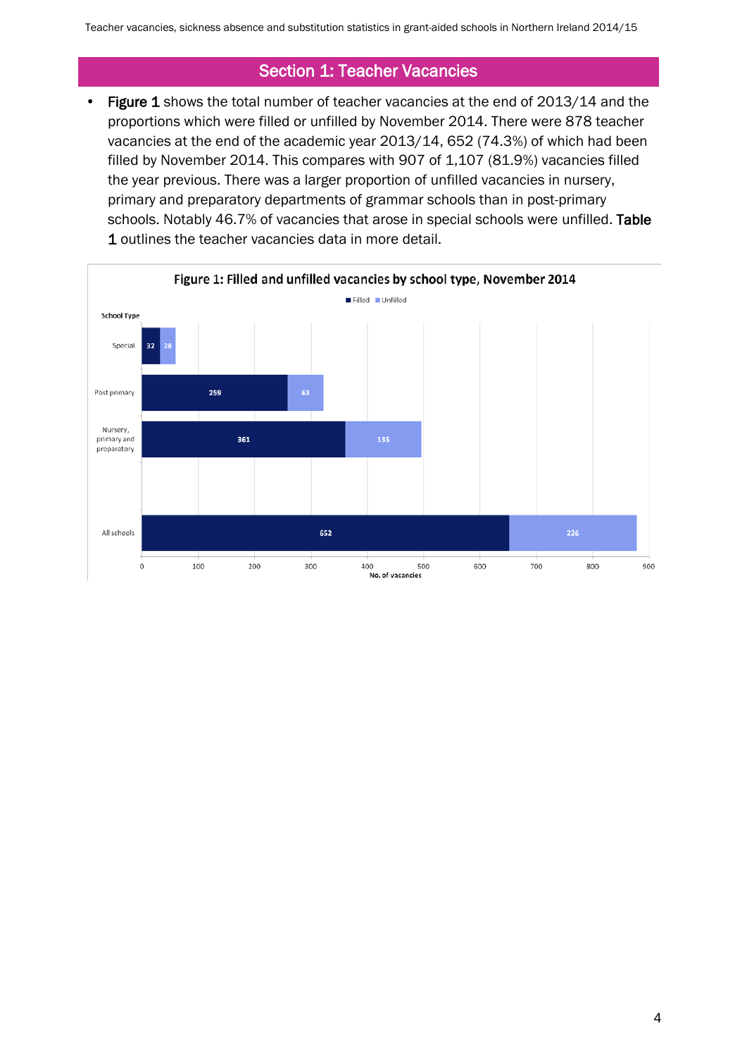## Section 1: Teacher Vacancies

- **Figure 1** shows the total number of teacher vacancies at the end of 2013/14 and the proportions which were filled or unfilled by November 2014. There were 878 teacher vacancies at the end of the academic year 2013/14, 652 (74.3%) of which had been filled by November 2014. This compares with 907 of 1,107 (81.9%) vacancies filled the year previous. There was a larger proportion of unfilled vacancies in nursery, primary and preparatory departments of grammar schools than in post-primary schools. Notably 46.7% of vacancies that arose in special schools were unfilled. **Table 1** outlines the teacher vacancies data in more detail.

**Figure 1: Filled and unfilled vacancies by school type, November 2014**

| School Type | Filled | Unfilled |
|---|---|---|
| Special | 32 | 28 |
| Post primary | 259 | 63 |
| Nursery, primary and preparatory | 361 | 135 |
| All schools | 652 | 226 |

No. of vacancies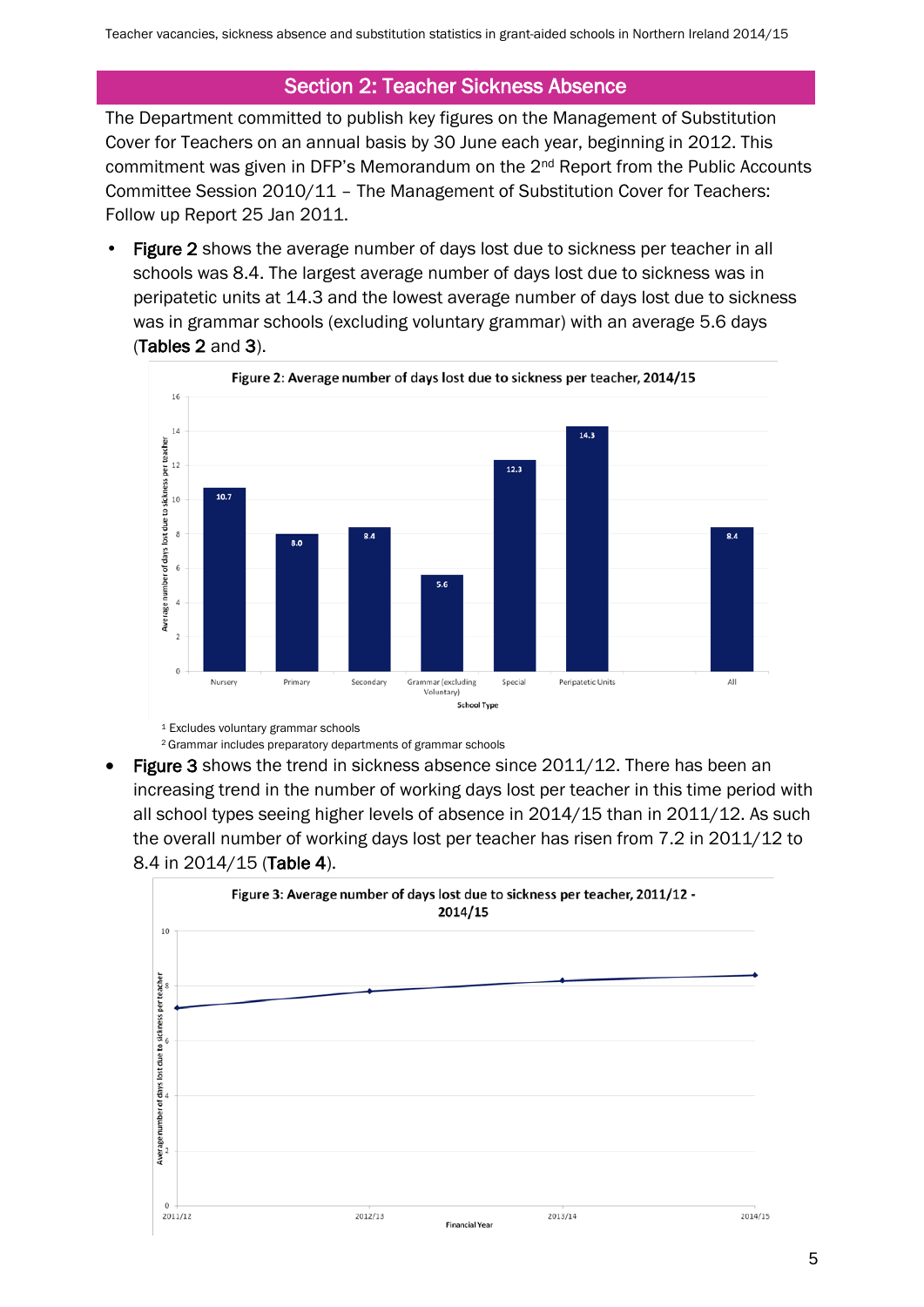## Section 2: Teacher Sickness Absence

The Department committed to publish key figures on the Management of Substitution Cover for Teachers on an annual basis by 30 June each year, beginning in 2012. This commitment was given in DFP's Memorandum on the 2nd Report from the Public Accounts Committee Session 2010/11 – The Management of Substitution Cover for Teachers: Follow up Report 25 Jan 2011.

- **Figure 2** shows the average number of days lost due to sickness per teacher in all schools was 8.4. The largest average number of days lost due to sickness was in peripatetic units at 14.3 and the lowest average number of days lost due to sickness was in grammar schools (excluding voluntary grammar) with an average 5.6 days (**Tables 2** and **3**).

**Figure 2: Average number of days lost due to sickness per teacher, 2014/15**

| School Type | Average number of days lost due to sickness per teacher |
|---|---|
| Nursery | 10.7 |
| Primary | 8.0 |
| Secondary | 8.4 |
| Grammar (excluding Voluntary) | 5.6 |
| Special | 12.3 |
| Peripatetic Units | 14.3 |
| All | 8.4 |

[1] Excludes voluntary grammar schools
[2] Grammar includes preparatory departments of grammar schools

- **Figure 3** shows the trend in sickness absence since 2011/12. There has been an increasing trend in the number of working days lost per teacher in this time period with all school types seeing higher levels of absence in 2014/15 than in 2011/12. As such the overall number of working days lost per teacher has risen from 7.2 in 2011/12 to 8.4 in 2014/15 (**Table 4**).

**Figure 3: Average number of days lost due to sickness per teacher, 2011/12 - 2014/15**

Average number of days lost due to sickness per teacher, by Financial Year: 2011/12, 2012/13, 2013/14, 2014/15 (line chart, y-axis 0–10)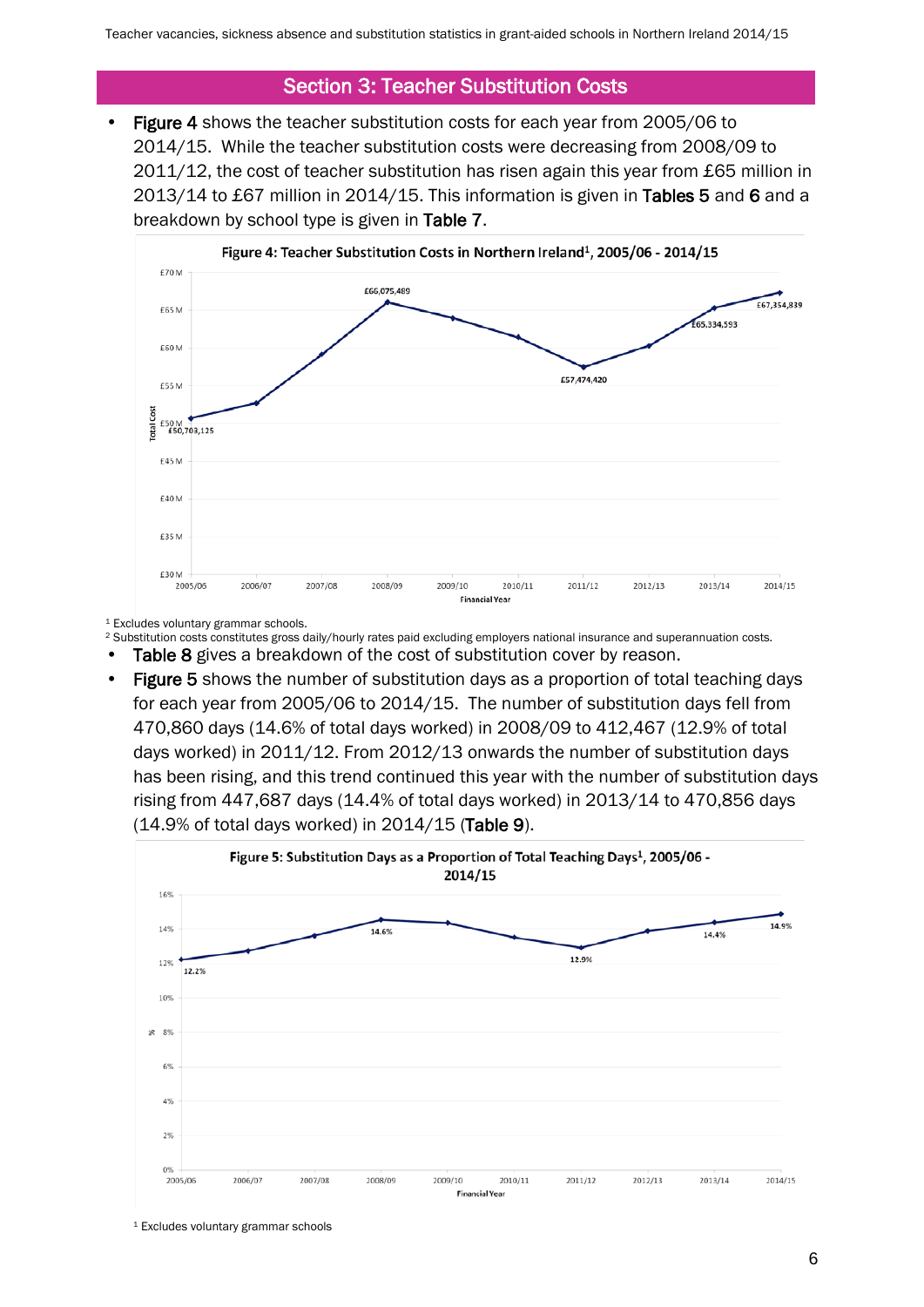## Section 3: Teacher Substitution Costs

- **Figure 4** shows the teacher substitution costs for each year from 2005/06 to 2014/15. While the teacher substitution costs were decreasing from 2008/09 to 2011/12, the cost of teacher substitution has risen again this year from £65 million in 2013/14 to £67 million in 2014/15. This information is given in **Tables 5** and **6** and a breakdown by school type is given in **Table 7**.

**Figure 4: Teacher Substitution Costs in Northern Ireland[1], 2005/06 - 2014/15**

[1] Excludes voluntary grammar schools.

[2] Substitution costs constitutes gross daily/hourly rates paid excluding employers national insurance and superannuation costs.

- **Table 8** gives a breakdown of the cost of substitution cover by reason.
- **Figure 5** shows the number of substitution days as a proportion of total teaching days for each year from 2005/06 to 2014/15. The number of substitution days fell from 470,860 days (14.6% of total days worked) in 2008/09 to 412,467 (12.9% of total days worked) in 2011/12. From 2012/13 onwards the number of substitution days has been rising, and this trend continued this year with the number of substitution days rising from 447,687 days (14.4% of total days worked) in 2013/14 to 470,856 days (14.9% of total days worked) in 2014/15 (**Table 9**).

**Figure 5: Substitution Days as a Proportion of Total Teaching Days[1], 2005/06 - 2014/15**

[1] Excludes voluntary grammar schools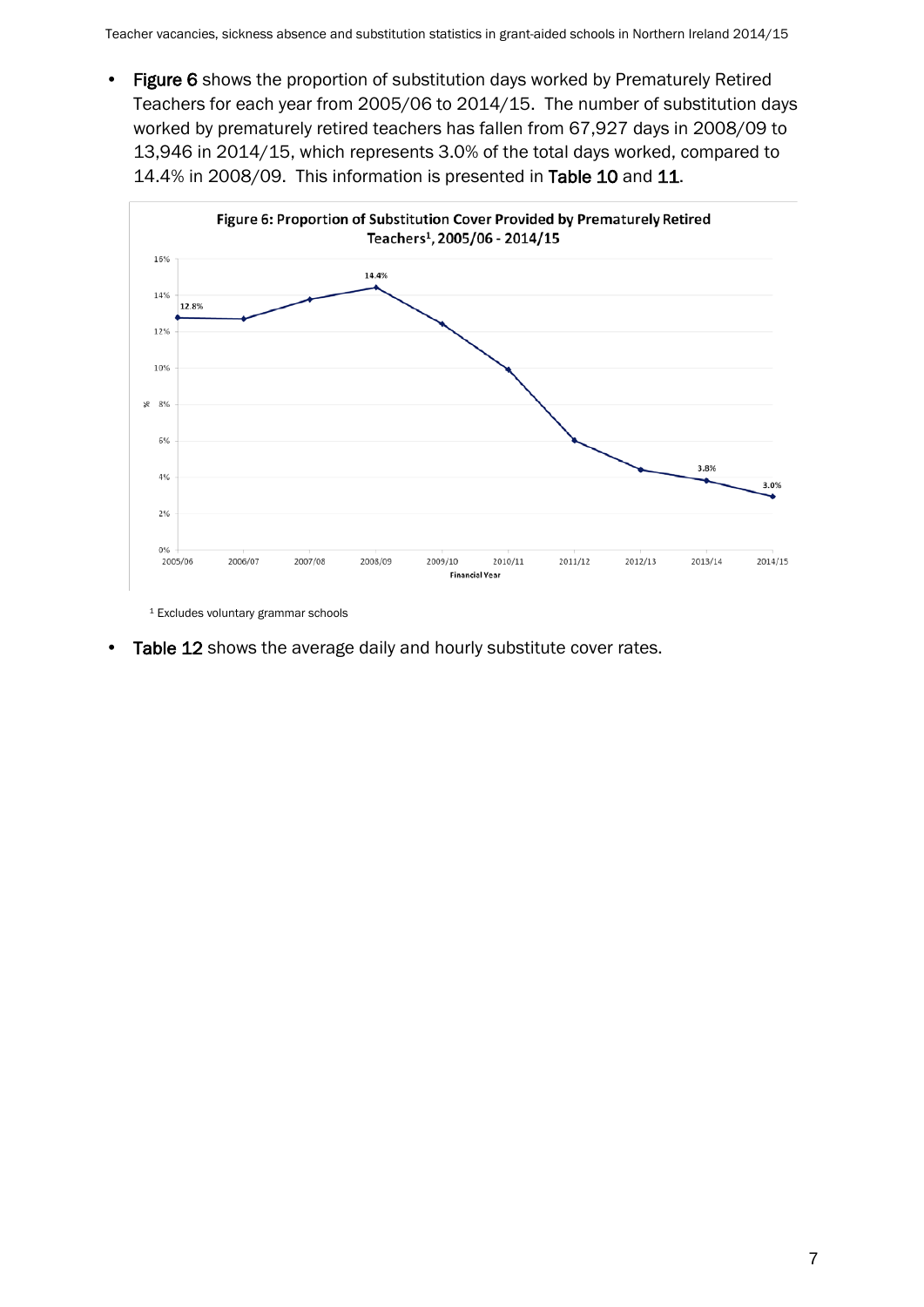- **Figure 6** shows the proportion of substitution days worked by Prematurely Retired Teachers for each year from 2005/06 to 2014/15. The number of substitution days worked by prematurely retired teachers has fallen from 67,927 days in 2008/09 to 13,946 in 2014/15, which represents 3.0% of the total days worked, compared to 14.4% in 2008/09. This information is presented in **Table 10** and **11**.

**Figure 6: Proportion of Substitution Cover Provided by Prematurely Retired Teachers[1], 2005/06 - 2014/15**

[1] Excludes voluntary grammar schools

- **Table 12** shows the average daily and hourly substitute cover rates.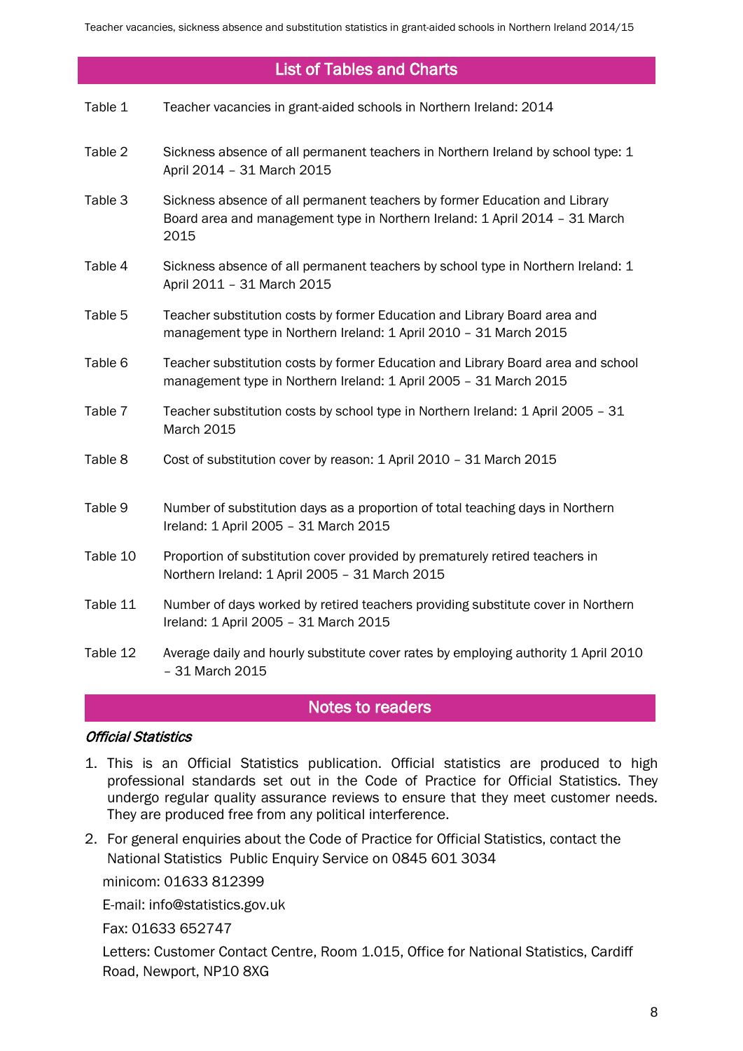## List of Tables and Charts

| | |
|---|---|
| Table 1 | Teacher vacancies in grant-aided schools in Northern Ireland: 2014 |
| Table 2 | Sickness absence of all permanent teachers in Northern Ireland by school type: 1 April 2014 – 31 March 2015 |
| Table 3 | Sickness absence of all permanent teachers by former Education and Library Board area and management type in Northern Ireland: 1 April 2014 – 31 March 2015 |
| Table 4 | Sickness absence of all permanent teachers by school type in Northern Ireland: 1 April 2011 – 31 March 2015 |
| Table 5 | Teacher substitution costs by former Education and Library Board area and management type in Northern Ireland: 1 April 2010 – 31 March 2015 |
| Table 6 | Teacher substitution costs by former Education and Library Board area and school management type in Northern Ireland: 1 April 2005 – 31 March 2015 |
| Table 7 | Teacher substitution costs by school type in Northern Ireland: 1 April 2005 – 31 March 2015 |
| Table 8 | Cost of substitution cover by reason: 1 April 2010 – 31 March 2015 |
| Table 9 | Number of substitution days as a proportion of total teaching days in Northern Ireland: 1 April 2005 – 31 March 2015 |
| Table 10 | Proportion of substitution cover provided by prematurely retired teachers in Northern Ireland: 1 April 2005 – 31 March 2015 |
| Table 11 | Number of days worked by retired teachers providing substitute cover in Northern Ireland: 1 April 2005 – 31 March 2015 |
| Table 12 | Average daily and hourly substitute cover rates by employing authority 1 April 2010 – 31 March 2015 |

## Notes to readers

*Official Statistics*

1. This is an Official Statistics publication. Official statistics are produced to high professional standards set out in the Code of Practice for Official Statistics. They undergo regular quality assurance reviews to ensure that they meet customer needs. They are produced free from any political interference.
2. For general enquiries about the Code of Practice for Official Statistics, contact the National Statistics Public Enquiry Service on 0845 601 3034

   minicom: 01633 812399

   E-mail: info@statistics.gov.uk

   Fax: 01633 652747

   Letters: Customer Contact Centre, Room 1.015, Office for National Statistics, Cardiff Road, Newport, NP10 8XG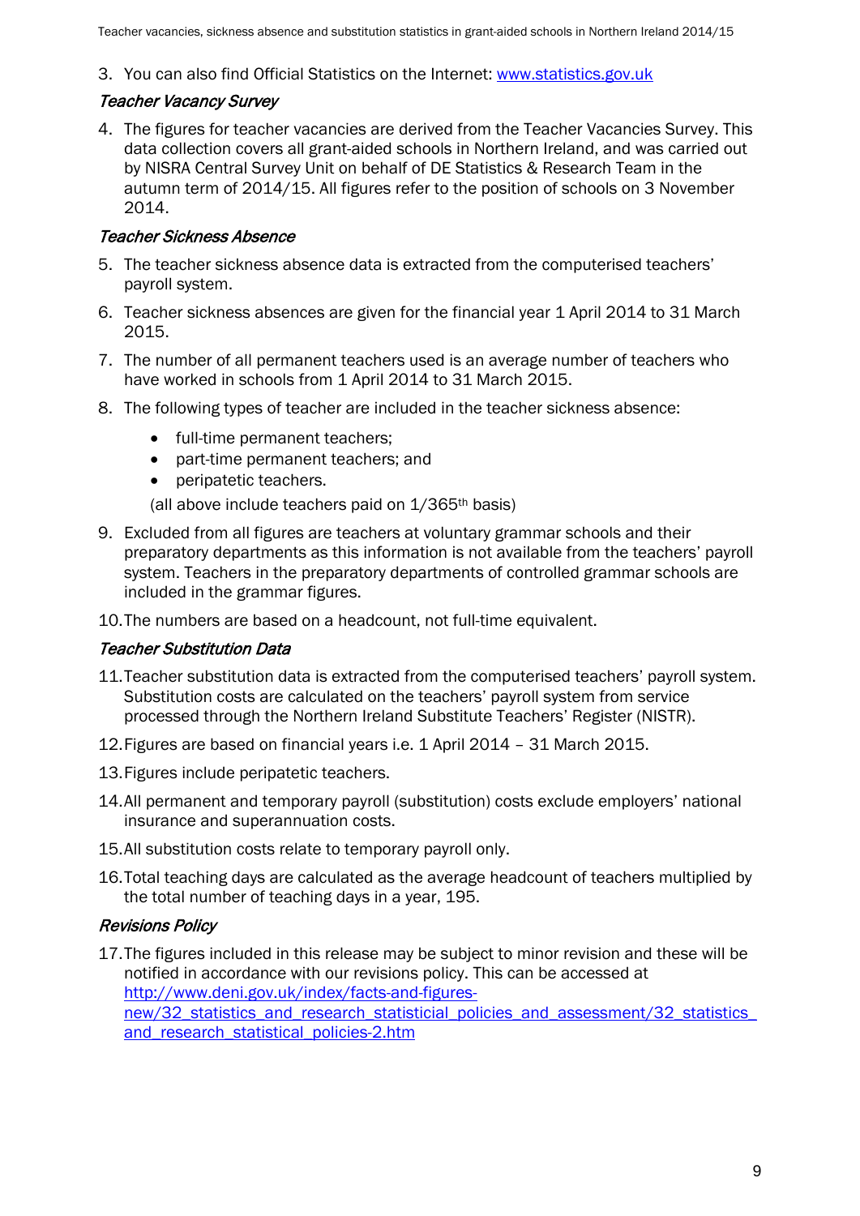3. You can also find Official Statistics on the Internet: [www.statistics.gov.uk](www.statistics.gov.uk)

### *Teacher Vacancy Survey*

4. The figures for teacher vacancies are derived from the Teacher Vacancies Survey. This data collection covers all grant-aided schools in Northern Ireland, and was carried out by NISRA Central Survey Unit on behalf of DE Statistics & Research Team in the autumn term of 2014/15. All figures refer to the position of schools on 3 November 2014.

### *Teacher Sickness Absence*

5. The teacher sickness absence data is extracted from the computerised teachers' payroll system.
6. Teacher sickness absences are given for the financial year 1 April 2014 to 31 March 2015.
7. The number of all permanent teachers used is an average number of teachers who have worked in schools from 1 April 2014 to 31 March 2015.
8. The following types of teacher are included in the teacher sickness absence:
   - full-time permanent teachers;
   - part-time permanent teachers; and
   - peripatetic teachers.

   (all above include teachers paid on 1/365th basis)
9. Excluded from all figures are teachers at voluntary grammar schools and their preparatory departments as this information is not available from the teachers' payroll system. Teachers in the preparatory departments of controlled grammar schools are included in the grammar figures.
10. The numbers are based on a headcount, not full-time equivalent.

### *Teacher Substitution Data*

11. Teacher substitution data is extracted from the computerised teachers' payroll system. Substitution costs are calculated on the teachers' payroll system from service processed through the Northern Ireland Substitute Teachers' Register (NISTR).
12. Figures are based on financial years i.e. 1 April 2014 – 31 March 2015.
13. Figures include peripatetic teachers.
14. All permanent and temporary payroll (substitution) costs exclude employers' national insurance and superannuation costs.
15. All substitution costs relate to temporary payroll only.
16. Total teaching days are calculated as the average headcount of teachers multiplied by the total number of teaching days in a year, 195.

### *Revisions Policy*

17. The figures included in this release may be subject to minor revision and these will be notified in accordance with our revisions policy. This can be accessed at [http://www.deni.gov.uk/index/facts-and-figures-new/32_statistics_and_research_statisticial_policies_and_assessment/32_statistics_and_research_statistical_policies-2.htm](http://www.deni.gov.uk/index/facts-and-figures-new/32_statistics_and_research_statisticial_policies_and_assessment/32_statistics_and_research_statistical_policies-2.htm)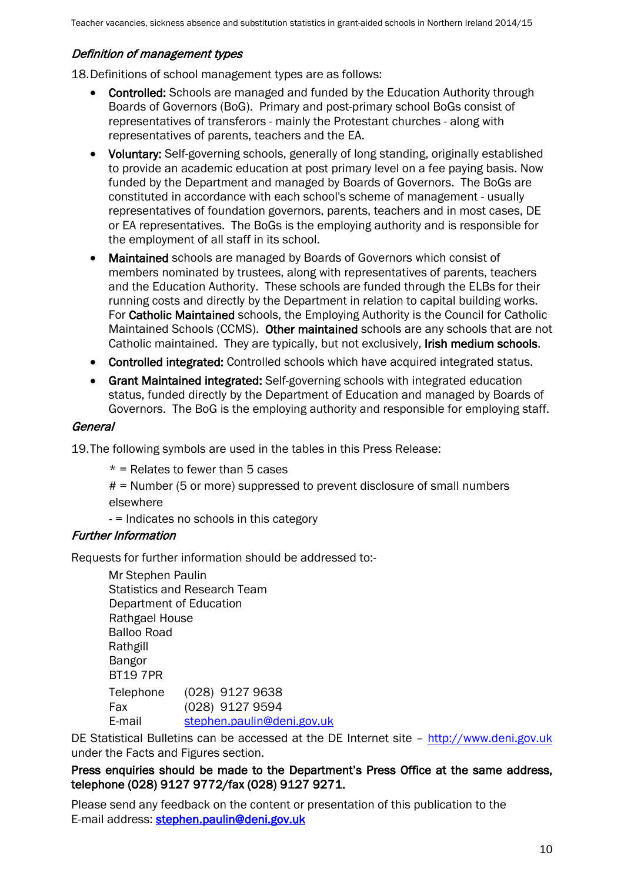### *Definition of management types*

18. Definitions of school management types are as follows:

- **Controlled:** Schools are managed and funded by the Education Authority through Boards of Governors (BoG). Primary and post-primary school BoGs consist of representatives of transferors - mainly the Protestant churches - along with representatives of parents, teachers and the EA.
- **Voluntary:** Self-governing schools, generally of long standing, originally established to provide an academic education at post primary level on a fee paying basis. Now funded by the Department and managed by Boards of Governors. The BoGs are constituted in accordance with each school's scheme of management - usually representatives of foundation governors, parents, teachers and in most cases, DE or EA representatives. The BoGs is the employing authority and is responsible for the employment of all staff in its school.
- **Maintained** schools are managed by Boards of Governors which consist of members nominated by trustees, along with representatives of parents, teachers and the Education Authority. These schools are funded through the ELBs for their running costs and directly by the Department in relation to capital building works. For **Catholic Maintained** schools, the Employing Authority is the Council for Catholic Maintained Schools (CCMS). **Other maintained** schools are any schools that are not Catholic maintained. They are typically, but not exclusively, **Irish medium schools**.
- **Controlled integrated:** Controlled schools which have acquired integrated status.
- **Grant Maintained integrated:** Self-governing schools with integrated education status, funded directly by the Department of Education and managed by Boards of Governors. The BoG is the employing authority and responsible for employing staff.

### *General*

19. The following symbols are used in the tables in this Press Release:

 * = Relates to fewer than 5 cases

 # = Number (5 or more) suppressed to prevent disclosure of small numbers elsewhere

 - = Indicates no schools in this category

### *Further Information*

Requests for further information should be addressed to:-

Mr Stephen Paulin
Statistics and Research Team
Department of Education
Rathgael House
Balloo Road
Rathgill
Bangor
BT19 7PR

Telephone (028) 9127 9638
Fax (028) 9127 9594
E-mail stephen.paulin@deni.gov.uk

DE Statistical Bulletins can be accessed at the DE Internet site – http://www.deni.gov.uk under the Facts and Figures section.

**Press enquiries should be made to the Department's Press Office at the same address, telephone (028) 9127 9772/fax (028) 9127 9271.**

Please send any feedback on the content or presentation of this publication to the E-mail address: **stephen.paulin@deni.gov.uk**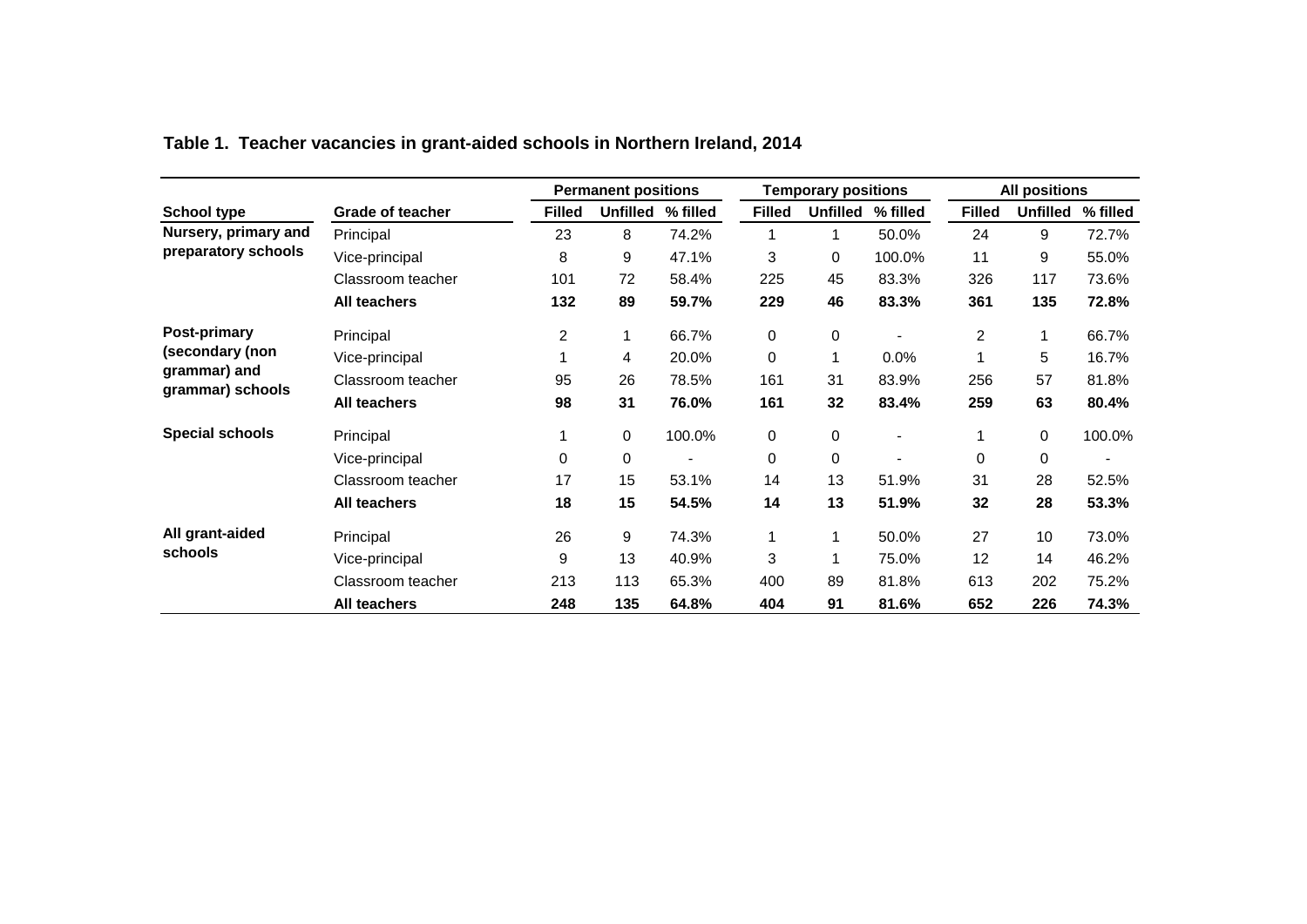**Table 1. Teacher vacancies in grant-aided schools in Northern Ireland, 2014**

| | | Permanent positions | | | Temporary positions | | | All positions | | |
|---|---|---|---|---|---|---|---|---|---|---|
| **School type** | **Grade of teacher** | **Filled** | **Unfilled** | **% filled** | **Filled** | **Unfilled** | **% filled** | **Filled** | **Unfilled** | **% filled** |
| **Nursery, primary and preparatory schools** | Principal | 23 | 8 | 74.2% | 1 | 1 | 50.0% | 24 | 9 | 72.7% |
| | Vice-principal | 8 | 9 | 47.1% | 3 | 0 | 100.0% | 11 | 9 | 55.0% |
| | Classroom teacher | 101 | 72 | 58.4% | 225 | 45 | 83.3% | 326 | 117 | 73.6% |
| | **All teachers** | **132** | **89** | **59.7%** | **229** | **46** | **83.3%** | **361** | **135** | **72.8%** |
| **Post-primary (secondary (non grammar) and grammar) schools** | Principal | 2 | 1 | 66.7% | 0 | 0 | - | 2 | 1 | 66.7% |
| | Vice-principal | 1 | 4 | 20.0% | 0 | 1 | 0.0% | 1 | 5 | 16.7% |
| | Classroom teacher | 95 | 26 | 78.5% | 161 | 31 | 83.9% | 256 | 57 | 81.8% |
| | **All teachers** | **98** | **31** | **76.0%** | **161** | **32** | **83.4%** | **259** | **63** | **80.4%** |
| **Special schools** | Principal | 1 | 0 | 100.0% | 0 | 0 | - | 1 | 0 | 100.0% |
| | Vice-principal | 0 | 0 | - | 0 | 0 | - | 0 | 0 | - |
| | Classroom teacher | 17 | 15 | 53.1% | 14 | 13 | 51.9% | 31 | 28 | 52.5% |
| | **All teachers** | **18** | **15** | **54.5%** | **14** | **13** | **51.9%** | **32** | **28** | **53.3%** |
| **All grant-aided schools** | Principal | 26 | 9 | 74.3% | 1 | 1 | 50.0% | 27 | 10 | 73.0% |
| | Vice-principal | 9 | 13 | 40.9% | 3 | 1 | 75.0% | 12 | 14 | 46.2% |
| | Classroom teacher | 213 | 113 | 65.3% | 400 | 89 | 81.8% | 613 | 202 | 75.2% |
| | **All teachers** | **248** | **135** | **64.8%** | **404** | **91** | **81.6%** | **652** | **226** | **74.3%** |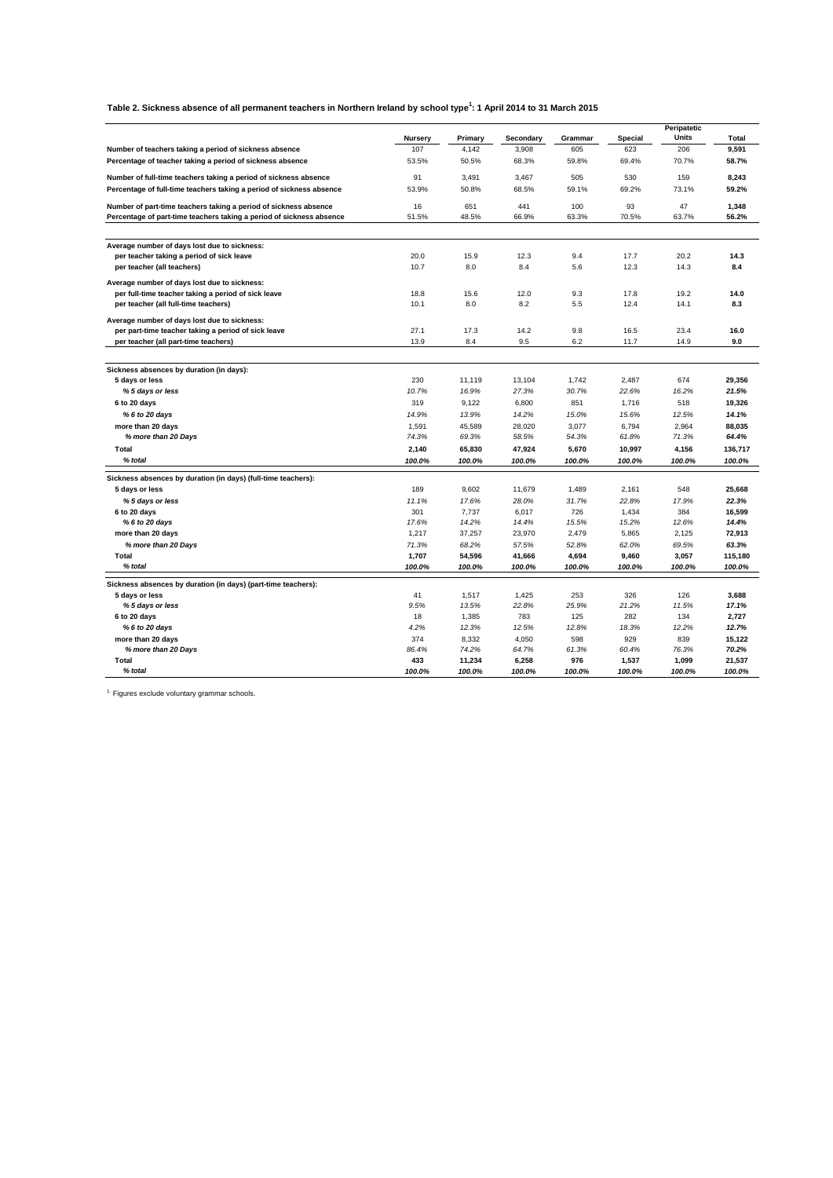**Table 2. Sickness absence of all permanent teachers in Northern Ireland by school type[1]: 1 April 2014 to 31 March 2015**

| | Nursery | Primary | Secondary | Grammar | Special | Peripatetic Units | Total |
|---|---|---|---|---|---|---|---|
| Number of teachers taking a period of sickness absence | 107 | 4,142 | 3,908 | 605 | 623 | 206 | **9,591** |
| Percentage of teacher taking a period of sickness absence | 53.5% | 50.5% | 68.3% | 59.8% | 69.4% | 70.7% | **58.7%** |
| Number of full-time teachers taking a period of sickness absence | 91 | 3,491 | 3,467 | 505 | 530 | 159 | **8,243** |
| Percentage of full-time teachers taking a period of sickness absence | 53.9% | 50.8% | 68.5% | 59.1% | 69.2% | 73.1% | **59.2%** |
| Number of part-time teachers taking a period of sickness absence | 16 | 651 | 441 | 100 | 93 | 47 | **1,348** |
| Percentage of part-time teachers taking a period of sickness absence | 51.5% | 48.5% | 66.9% | 63.3% | 70.5% | 63.7% | **56.2%** |
| **Average number of days lost due to sickness:** | | | | | | | |
| per teacher taking a period of sick leave | 20.0 | 15.9 | 12.3 | 9.4 | 17.7 | 20.2 | **14.3** |
| per teacher (all teachers) | 10.7 | 8.0 | 8.4 | 5.6 | 12.3 | 14.3 | **8.4** |
| **Average number of days lost due to sickness:** | | | | | | | |
| per full-time teacher taking a period of sick leave | 18.8 | 15.6 | 12.0 | 9.3 | 17.8 | 19.2 | **14.0** |
| per teacher (all full-time teachers) | 10.1 | 8.0 | 8.2 | 5.5 | 12.4 | 14.1 | **8.3** |
| **Average number of days lost due to sickness:** | | | | | | | |
| per part-time teacher taking a period of sick leave | 27.1 | 17.3 | 14.2 | 9.8 | 16.5 | 23.4 | **16.0** |
| per teacher (all part-time teachers) | 13.9 | 8.4 | 9.5 | 6.2 | 11.7 | 14.9 | **9.0** |
| **Sickness absences by duration (in days):** | | | | | | | |
| **5 days or less** | 230 | 11,119 | 13,104 | 1,742 | 2,487 | 674 | **29,356** |
| *% 5 days or less* | *10.7%* | *16.9%* | *27.3%* | *30.7%* | *22.6%* | *16.2%* | ***21.5%*** |
| **6 to 20 days** | 319 | 9,122 | 6,800 | 851 | 1,716 | 518 | **19,326** |
| *% 6 to 20 days* | *14.9%* | *13.9%* | *14.2%* | *15.0%* | *15.6%* | *12.5%* | ***14.1%*** |
| **more than 20 days** | 1,591 | 45,589 | 28,020 | 3,077 | 6,794 | 2,964 | **88,035** |
| *% more than 20 Days* | *74.3%* | *69.3%* | *58.5%* | *54.3%* | *61.8%* | *71.3%* | ***64.4%*** |
| **Total** | **2,140** | **65,830** | **47,924** | **5,670** | **10,997** | **4,156** | **136,717** |
| *% total* | ***100.0%*** | ***100.0%*** | ***100.0%*** | ***100.0%*** | ***100.0%*** | ***100.0%*** | ***100.0%*** |
| **Sickness absences by duration (in days) (full-time teachers):** | | | | | | | |
| **5 days or less** | 189 | 9,602 | 11,679 | 1,489 | 2,161 | 548 | **25,668** |
| *% 5 days or less* | *11.1%* | *17.6%* | *28.0%* | *31.7%* | *22.8%* | *17.9%* | ***22.3%*** |
| **6 to 20 days** | 301 | 7,737 | 6,017 | 726 | 1,434 | 384 | **16,599** |
| *% 6 to 20 days* | *17.6%* | *14.2%* | *14.4%* | *15.5%* | *15.2%* | *12.6%* | ***14.4%*** |
| **more than 20 days** | 1,217 | 37,257 | 23,970 | 2,479 | 5,865 | 2,125 | **72,913** |
| *% more than 20 Days* | *71.3%* | *68.2%* | *57.5%* | *52.8%* | *62.0%* | *69.5%* | ***63.3%*** |
| **Total** | **1,707** | **54,596** | **41,666** | **4,694** | **9,460** | **3,057** | **115,180** |
| *% total* | ***100.0%*** | ***100.0%*** | ***100.0%*** | ***100.0%*** | ***100.0%*** | ***100.0%*** | ***100.0%*** |
| **Sickness absences by duration (in days) (part-time teachers):** | | | | | | | |
| **5 days or less** | 41 | 1,517 | 1,425 | 253 | 326 | 126 | **3,688** |
| *% 5 days or less* | *9.5%* | *13.5%* | *22.8%* | *25.9%* | *21.2%* | *11.5%* | ***17.1%*** |
| **6 to 20 days** | 18 | 1,385 | 783 | 125 | 282 | 134 | **2,727** |
| *% 6 to 20 days* | *4.2%* | *12.3%* | *12.5%* | *12.8%* | *18.3%* | *12.2%* | ***12.7%*** |
| **more than 20 days** | 374 | 8,332 | 4,050 | 598 | 929 | 839 | **15,122** |
| *% more than 20 Days* | *86.4%* | *74.2%* | *64.7%* | *61.3%* | *60.4%* | *76.3%* | ***70.2%*** |
| **Total** | **433** | **11,234** | **6,258** | **976** | **1,537** | **1,099** | **21,537** |
| *% total* | ***100.0%*** | ***100.0%*** | ***100.0%*** | ***100.0%*** | ***100.0%*** | ***100.0%*** | ***100.0%*** |

[1] Figures exclude voluntary grammar schools.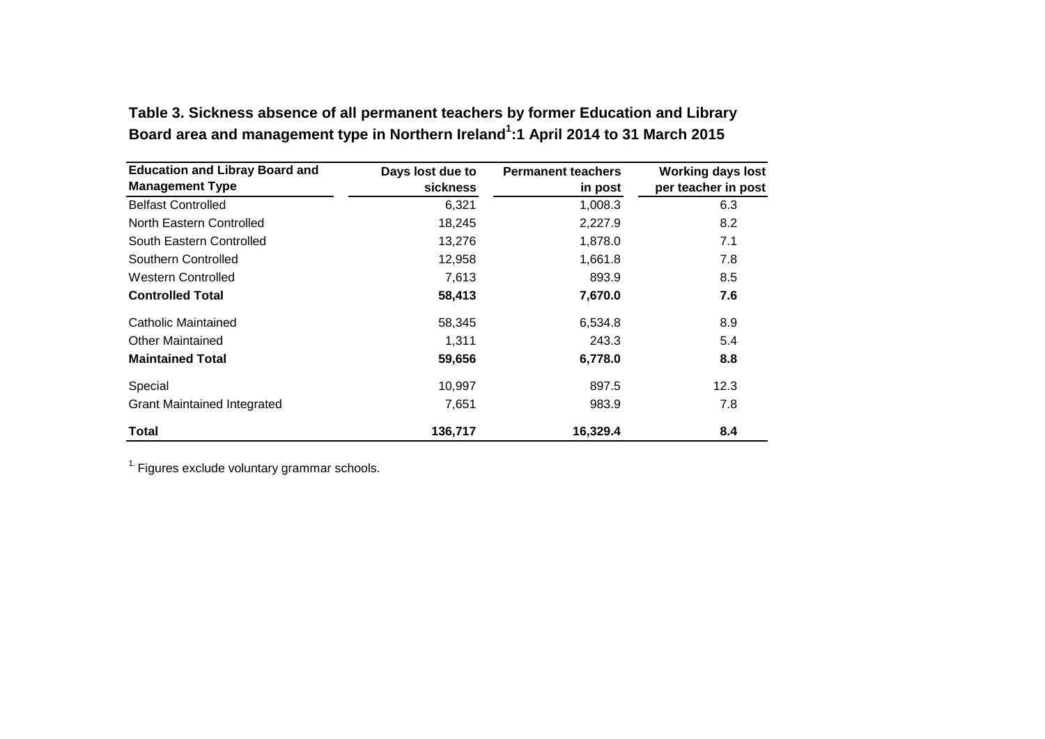**Table 3. Sickness absence of all permanent teachers by former Education and Library Board area and management type in Northern Ireland[1]:1 April 2014 to 31 March 2015**

| Education and Libray Board and Management Type | Days lost due to sickness | Permanent teachers in post | Working days lost per teacher in post |
|---|---|---|---|
| Belfast Controlled | 6,321 | 1,008.3 | 6.3 |
| North Eastern Controlled | 18,245 | 2,227.9 | 8.2 |
| South Eastern Controlled | 13,276 | 1,878.0 | 7.1 |
| Southern Controlled | 12,958 | 1,661.8 | 7.8 |
| Western Controlled | 7,613 | 893.9 | 8.5 |
| **Controlled Total** | **58,413** | **7,670.0** | **7.6** |
| Catholic Maintained | 58,345 | 6,534.8 | 8.9 |
| Other Maintained | 1,311 | 243.3 | 5.4 |
| **Maintained Total** | **59,656** | **6,778.0** | **8.8** |
| Special | 10,997 | 897.5 | 12.3 |
| Grant Maintained Integrated | 7,651 | 983.9 | 7.8 |
| **Total** | **136,717** | **16,329.4** | **8.4** |

[1] Figures exclude voluntary grammar schools.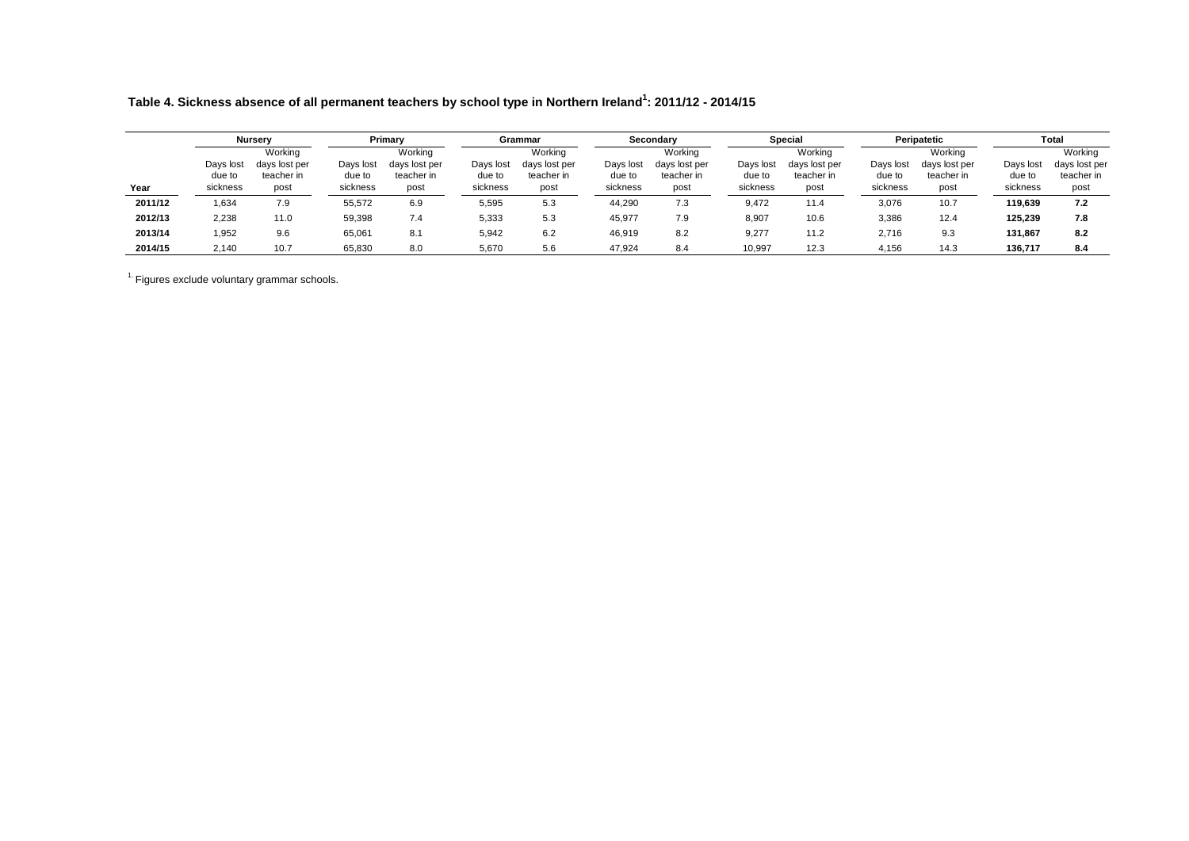**Table 4. Sickness absence of all permanent teachers by school type in Northern Ireland[1]: 2011/12 - 2014/15**

| Year | Nursery | | Primary | | Grammar | | Secondary | | Special | | Peripatetic | | Total | |
|---|---|---|---|---|---|---|---|---|---|---|---|---|---|---|
| | Days lost due to sickness | Working days lost per teacher in post | Days lost due to sickness | Working days lost per teacher in post | Days lost due to sickness | Working days lost per teacher in post | Days lost due to sickness | Working days lost per teacher in post | Days lost due to sickness | Working days lost per teacher in post | Days lost due to sickness | Working days lost per teacher in post | Days lost due to sickness | Working days lost per teacher in post |
| **2011/12** | 1,634 | 7.9 | 55,572 | 6.9 | 5,595 | 5.3 | 44,290 | 7.3 | 9,472 | 11.4 | 3,076 | 10.7 | **119,639** | **7.2** |
| **2012/13** | 2,238 | 11.0 | 59,398 | 7.4 | 5,333 | 5.3 | 45,977 | 7.9 | 8,907 | 10.6 | 3,386 | 12.4 | **125,239** | **7.8** |
| **2013/14** | 1,952 | 9.6 | 65,061 | 8.1 | 5,942 | 6.2 | 46,919 | 8.2 | 9,277 | 11.2 | 2,716 | 9.3 | **131,867** | **8.2** |
| **2014/15** | 2,140 | 10.7 | 65,830 | 8.0 | 5,670 | 5.6 | 47,924 | 8.4 | 10,997 | 12.3 | 4,156 | 14.3 | **136,717** | **8.4** |

[1] Figures exclude voluntary grammar schools.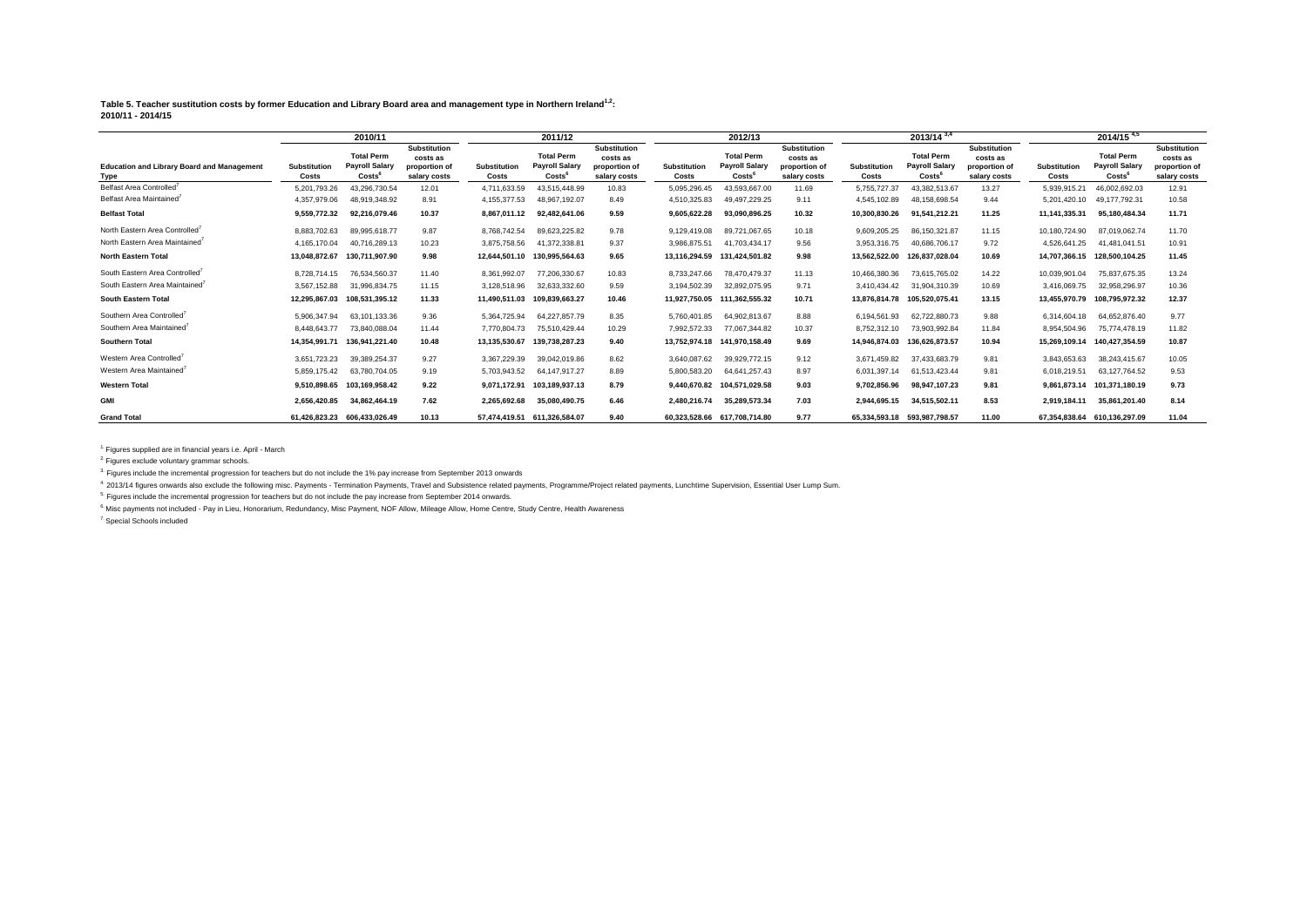**Table 5. Teacher sustitution costs by former Education and Library Board area and management type in Northern Ireland[1,2]: 2010/11 - 2014/15**

| Education and Library Board and Management Type | 2010/11 | | | 2011/12 | | | 2012/13 | | | 2013/14[3,4] | | | 2014/15[4,5] | | |
|---|---|---|---|---|---|---|---|---|---|---|---|---|---|---|---|
| | Substitution Costs | Total Perm Payroll Salary Costs[6] | Substitution costs as proportion of salary costs | Substitution Costs | Total Perm Payroll Salary Costs[6] | Substitution costs as proportion of salary costs | Substitution Costs | Total Perm Payroll Salary Costs[6] | Substitution costs as proportion of salary costs | Substitution Costs | Total Perm Payroll Salary Costs[6] | Substitution costs as proportion of salary costs | Substitution Costs | Total Perm Payroll Salary Costs[6] | Substitution costs as proportion of salary costs |
| Belfast Area Controlled[7] | 5,201,793.26 | 43,296,730.54 | 12.01 | 4,711,633.59 | 43,515,448.99 | 10.83 | 5,095,296.45 | 43,593,667.00 | 11.69 | 5,755,727.37 | 43,382,513.67 | 13.27 | 5,939,915.21 | 46,002,692.03 | 12.91 |
| Belfast Area Maintained[7] | 4,357,979.06 | 48,919,348.92 | 8.91 | 4,155,377.53 | 48,967,192.07 | 8.49 | 4,510,325.83 | 49,497,229.25 | 9.11 | 4,545,102.89 | 48,158,698.54 | 9.44 | 5,201,420.10 | 49,177,792.31 | 10.58 |
| **Belfast Total** | **9,559,772.32** | **92,216,079.46** | **10.37** | **8,867,011.12** | **92,482,641.06** | **9.59** | **9,605,622.28** | **93,090,896.25** | **10.32** | **10,300,830.26** | **91,541,212.21** | **11.25** | **11,141,335.31** | **95,180,484.34** | **11.71** |
| North Eastern Area Controlled[7] | 8,883,702.63 | 89,995,618.77 | 9.87 | 8,768,742.54 | 89,623,225.82 | 9.78 | 9,129,419.08 | 89,721,067.65 | 10.18 | 9,609,205.25 | 86,150,321.87 | 11.15 | 10,180,724.90 | 87,019,062.74 | 11.70 |
| North Eastern Area Maintained[7] | 4,165,170.04 | 40,716,289.13 | 10.23 | 3,875,758.56 | 41,372,338.81 | 9.37 | 3,986,875.51 | 41,703,434.17 | 9.56 | 3,953,316.75 | 40,686,706.17 | 9.72 | 4,526,641.25 | 41,481,041.51 | 10.91 |
| **North Eastern Total** | **13,048,872.67** | **130,711,907.90** | **9.98** | **12,644,501.10** | **130,995,564.63** | **9.65** | **13,116,294.59** | **131,424,501.82** | **9.98** | **13,562,522.00** | **126,837,028.04** | **10.69** | **14,707,366.15** | **128,500,104.25** | **11.45** |
| South Eastern Area Controlled[7] | 8,728,714.15 | 76,534,560.37 | 11.40 | 8,361,992.07 | 77,206,330.67 | 10.83 | 8,733,247.66 | 78,470,479.37 | 11.13 | 10,466,380.36 | 73,615,765.02 | 14.22 | 10,039,901.04 | 75,837,675.35 | 13.24 |
| South Eastern Area Maintained[7] | 3,567,152.88 | 31,996,834.75 | 11.15 | 3,128,518.96 | 32,633,332.60 | 9.59 | 3,194,502.39 | 32,892,075.95 | 9.71 | 3,410,434.42 | 31,904,310.39 | 10.69 | 3,416,069.75 | 32,958,296.97 | 10.36 |
| **South Eastern Total** | **12,295,867.03** | **108,531,395.12** | **11.33** | **11,490,511.03** | **109,839,663.27** | **10.46** | **11,927,750.05** | **111,362,555.32** | **10.71** | **13,876,814.78** | **105,520,075.41** | **13.15** | **13,455,970.79** | **108,795,972.32** | **12.37** |
| Southern Area Controlled[7] | 5,906,347.94 | 63,101,133.36 | 9.36 | 5,364,725.94 | 64,227,857.79 | 8.35 | 5,760,401.85 | 64,902,813.67 | 8.88 | 6,194,561.93 | 62,722,880.73 | 9.88 | 6,314,604.18 | 64,652,876.40 | 9.77 |
| Southern Area Maintained[7] | 8,448,643.77 | 73,840,088.04 | 11.44 | 7,770,804.73 | 75,510,429.44 | 10.29 | 7,992,572.33 | 77,067,344.82 | 10.37 | 8,752,312.10 | 73,903,992.84 | 11.84 | 8,954,504.96 | 75,774,478.19 | 11.82 |
| **Southern Total** | **14,354,991.71** | **136,941,221.40** | **10.48** | **13,135,530.67** | **139,738,287.23** | **9.40** | **13,752,974.18** | **141,970,158.49** | **9.69** | **14,946,874.03** | **136,626,873.57** | **10.94** | **15,269,109.14** | **140,427,354.59** | **10.87** |
| Western Area Controlled[7] | 3,651,723.23 | 39,389,254.37 | 9.27 | 3,367,229.39 | 39,042,019.86 | 8.62 | 3,640,087.62 | 39,929,772.15 | 9.12 | 3,671,459.82 | 37,433,683.79 | 9.81 | 3,843,653.63 | 38,243,415.67 | 10.05 |
| Western Area Maintained[7] | 5,859,175.42 | 63,780,704.05 | 9.19 | 5,703,943.52 | 64,147,917.27 | 8.89 | 5,800,583.20 | 64,641,257.43 | 8.97 | 6,031,397.14 | 61,513,423.44 | 9.81 | 6,018,219.51 | 63,127,764.52 | 9.53 |
| **Western Total** | **9,510,898.65** | **103,169,958.42** | **9.22** | **9,071,172.91** | **103,189,937.13** | **8.79** | **9,440,670.82** | **104,571,029.58** | **9.03** | **9,702,856.96** | **98,947,107.23** | **9.81** | **9,861,873.14** | **101,371,180.19** | **9.73** |
| **GMI** | **2,656,420.85** | **34,862,464.19** | **7.62** | **2,265,692.68** | **35,080,490.75** | **6.46** | **2,480,216.74** | **35,289,573.34** | **7.03** | **2,944,695.15** | **34,515,502.11** | **8.53** | **2,919,184.11** | **35,861,201.40** | **8.14** |
| **Grand Total** | **61,426,823.23** | **606,433,026.49** | **10.13** | **57,474,419.51** | **611,326,584.07** | **9.40** | **60,323,528.66** | **617,708,714.80** | **9.77** | **65,334,593.18** | **593,987,798.57** | **11.00** | **67,354,838.64** | **610,136,297.09** | **11.04** |

[1] Figures supplied are in financial years i.e. April - March

[2] Figures exclude voluntary grammar schools.

[3] Figures include the incremental progression for teachers but do not include the 1% pay increase from September 2013 onwards

[4] 2013/14 figures onwards also exclude the following misc. Payments - Termination Payments, Travel and Subsistence related payments, Programme/Project related payments, Lunchtime Supervision, Essential User Lump Sum.

[5] Figures include the incremental progression for teachers but do not include the pay increase from September 2014 onwards.

[6] Misc payments not included - Pay in Lieu, Honorarium, Redundancy, Misc Payment, NOF Allow, Mileage Allow, Home Centre, Study Centre, Health Awareness

[7] Special Schools included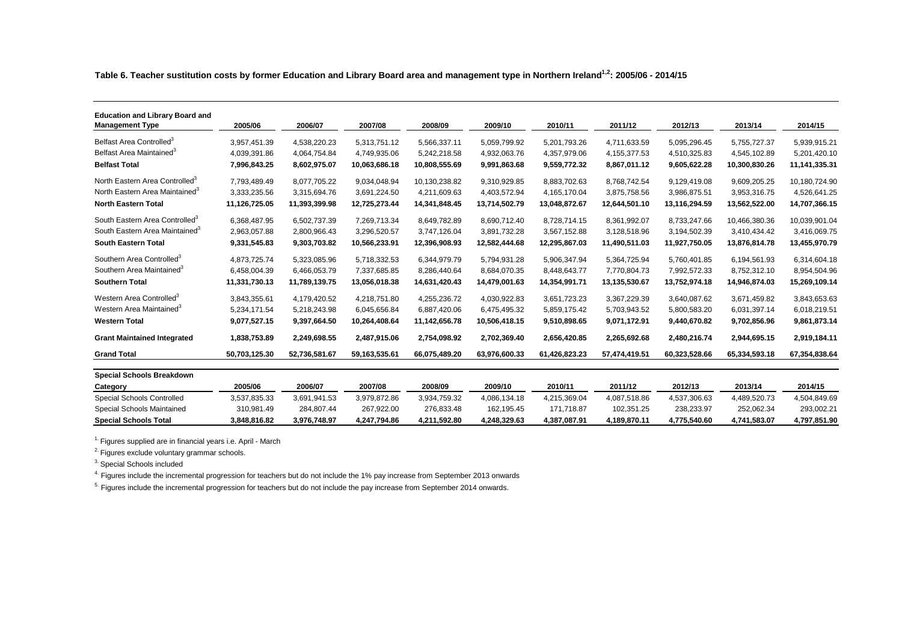**Table 6. Teacher sustitution costs by former Education and Library Board area and management type in Northern Ireland[1,2]: 2005/06 - 2014/15**

| Education and Library Board and Management Type | 2005/06 | 2006/07 | 2007/08 | 2008/09 | 2009/10 | 2010/11 | 2011/12 | 2012/13 | 2013/14 | 2014/15 |
|---|---|---|---|---|---|---|---|---|---|---|
| Belfast Area Controlled[3] | 3,957,451.39 | 4,538,220.23 | 5,313,751.12 | 5,566,337.11 | 5,059,799.92 | 5,201,793.26 | 4,711,633.59 | 5,095,296.45 | 5,755,727.37 | 5,939,915.21 |
| Belfast Area Maintained[3] | 4,039,391.86 | 4,064,754.84 | 4,749,935.06 | 5,242,218.58 | 4,932,063.76 | 4,357,979.06 | 4,155,377.53 | 4,510,325.83 | 4,545,102.89 | 5,201,420.10 |
| **Belfast Total** | **7,996,843.25** | **8,602,975.07** | **10,063,686.18** | **10,808,555.69** | **9,991,863.68** | **9,559,772.32** | **8,867,011.12** | **9,605,622.28** | **10,300,830.26** | **11,141,335.31** |
| North Eastern Area Controlled[3] | 7,793,489.49 | 8,077,705.22 | 9,034,048.94 | 10,130,238.82 | 9,310,929.85 | 8,883,702.63 | 8,768,742.54 | 9,129,419.08 | 9,609,205.25 | 10,180,724.90 |
| North Eastern Area Maintained[3] | 3,333,235.56 | 3,315,694.76 | 3,691,224.50 | 4,211,609.63 | 4,403,572.94 | 4,165,170.04 | 3,875,758.56 | 3,986,875.51 | 3,953,316.75 | 4,526,641.25 |
| **North Eastern Total** | **11,126,725.05** | **11,393,399.98** | **12,725,273.44** | **14,341,848.45** | **13,714,502.79** | **13,048,872.67** | **12,644,501.10** | **13,116,294.59** | **13,562,522.00** | **14,707,366.15** |
| South Eastern Area Controlled[3] | 6,368,487.95 | 6,502,737.39 | 7,269,713.34 | 8,649,782.89 | 8,690,712.40 | 8,728,714.15 | 8,361,992.07 | 8,733,247.66 | 10,466,380.36 | 10,039,901.04 |
| South Eastern Area Maintained[3] | 2,963,057.88 | 2,800,966.43 | 3,296,520.57 | 3,747,126.04 | 3,891,732.28 | 3,567,152.88 | 3,128,518.96 | 3,194,502.39 | 3,410,434.42 | 3,416,069.75 |
| **South Eastern Total** | **9,331,545.83** | **9,303,703.82** | **10,566,233.91** | **12,396,908.93** | **12,582,444.68** | **12,295,867.03** | **11,490,511.03** | **11,927,750.05** | **13,876,814.78** | **13,455,970.79** |
| Southern Area Controlled[3] | 4,873,725.74 | 5,323,085.96 | 5,718,332.53 | 6,344,979.79 | 5,794,931.28 | 5,906,347.94 | 5,364,725.94 | 5,760,401.85 | 6,194,561.93 | 6,314,604.18 |
| Southern Area Maintained[3] | 6,458,004.39 | 6,466,053.79 | 7,337,685.85 | 8,286,440.64 | 8,684,070.35 | 8,448,643.77 | 7,770,804.73 | 7,992,572.33 | 8,752,312.10 | 8,954,504.96 |
| **Southern Total** | **11,331,730.13** | **11,789,139.75** | **13,056,018.38** | **14,631,420.43** | **14,479,001.63** | **14,354,991.71** | **13,135,530.67** | **13,752,974.18** | **14,946,874.03** | **15,269,109.14** |
| Western Area Controlled[3] | 3,843,355.61 | 4,179,420.52 | 4,218,751.80 | 4,255,236.72 | 4,030,922.83 | 3,651,723.23 | 3,367,229.39 | 3,640,087.62 | 3,671,459.82 | 3,843,653.63 |
| Western Area Maintained[3] | 5,234,171.54 | 5,218,243.98 | 6,045,656.84 | 6,887,420.06 | 6,475,495.32 | 5,859,175.42 | 5,703,943.52 | 5,800,583.20 | 6,031,397.14 | 6,018,219.51 |
| **Western Total** | **9,077,527.15** | **9,397,664.50** | **10,264,408.64** | **11,142,656.78** | **10,506,418.15** | **9,510,898.65** | **9,071,172.91** | **9,440,670.82** | **9,702,856.96** | **9,861,873.14** |
| **Grant Maintained Integrated** | **1,838,753.89** | **2,249,698.55** | **2,487,915.06** | **2,754,098.92** | **2,702,369.40** | **2,656,420.85** | **2,265,692.68** | **2,480,216.74** | **2,944,695.15** | **2,919,184.11** |
| **Grand Total** | **50,703,125.30** | **52,736,581.67** | **59,163,535.61** | **66,075,489.20** | **63,976,600.33** | **61,426,823.23** | **57,474,419.51** | **60,323,528.66** | **65,334,593.18** | **67,354,838.64** |

**Special Schools Breakdown**

| Category | 2005/06 | 2006/07 | 2007/08 | 2008/09 | 2009/10 | 2010/11 | 2011/12 | 2012/13 | 2013/14 | 2014/15 |
|---|---|---|---|---|---|---|---|---|---|---|
| Special Schools Controlled | 3,537,835.33 | 3,691,941.53 | 3,979,872.86 | 3,934,759.32 | 4,086,134.18 | 4,215,369.04 | 4,087,518.86 | 4,537,306.63 | 4,489,520.73 | 4,504,849.69 |
| Special Schools Maintained | 310,981.49 | 284,807.44 | 267,922.00 | 276,833.48 | 162,195.45 | 171,718.87 | 102,351.25 | 238,233.97 | 252,062.34 | 293,002.21 |
| **Special Schools Total** | **3,848,816.82** | **3,976,748.97** | **4,247,794.86** | **4,211,592.80** | **4,248,329.63** | **4,387,087.91** | **4,189,870.11** | **4,775,540.60** | **4,741,583.07** | **4,797,851.90** |

[1] Figures supplied are in financial years i.e. April - March

[2] Figures exclude voluntary grammar schools.

[3] Special Schools included

[4] Figures include the incremental progression for teachers but do not include the 1% pay increase from September 2013 onwards

[5] Figures include the incremental progression for teachers but do not include the pay increase from September 2014 onwards.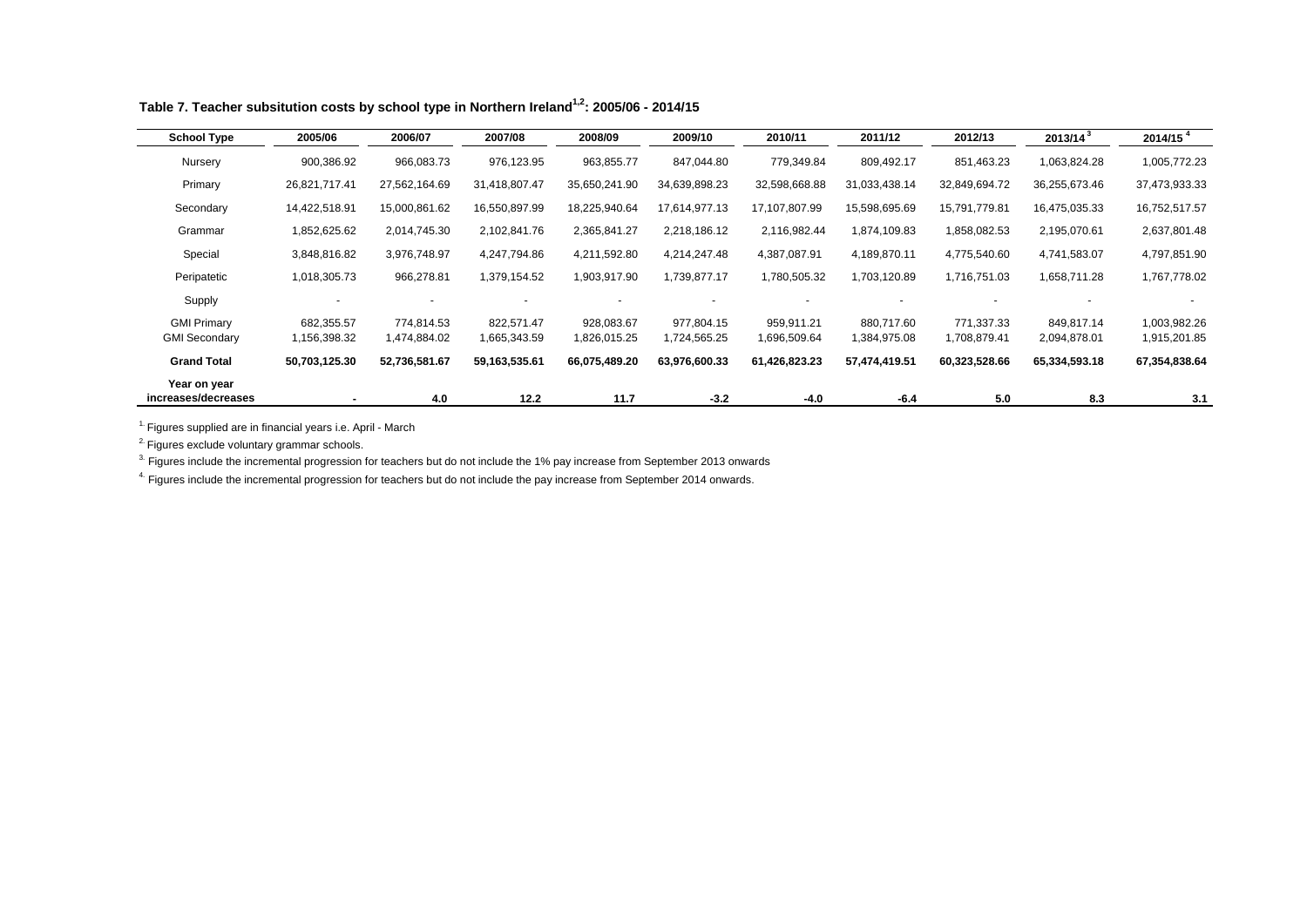**Table 7. Teacher subsitution costs by school type in Northern Ireland[1,2]: 2005/06 - 2014/15**

| School Type | 2005/06 | 2006/07 | 2007/08 | 2008/09 | 2009/10 | 2010/11 | 2011/12 | 2012/13 | 2013/14[3] | 2014/15[4] |
|---|---|---|---|---|---|---|---|---|---|---|
| Nursery | 900,386.92 | 966,083.73 | 976,123.95 | 963,855.77 | 847,044.80 | 779,349.84 | 809,492.17 | 851,463.23 | 1,063,824.28 | 1,005,772.23 |
| Primary | 26,821,717.41 | 27,562,164.69 | 31,418,807.47 | 35,650,241.90 | 34,639,898.23 | 32,598,668.88 | 31,033,438.14 | 32,849,694.72 | 36,255,673.46 | 37,473,933.33 |
| Secondary | 14,422,518.91 | 15,000,861.62 | 16,550,897.99 | 18,225,940.64 | 17,614,977.13 | 17,107,807.99 | 15,598,695.69 | 15,791,779.81 | 16,475,035.33 | 16,752,517.57 |
| Grammar | 1,852,625.62 | 2,014,745.30 | 2,102,841.76 | 2,365,841.27 | 2,218,186.12 | 2,116,982.44 | 1,874,109.83 | 1,858,082.53 | 2,195,070.61 | 2,637,801.48 |
| Special | 3,848,816.82 | 3,976,748.97 | 4,247,794.86 | 4,211,592.80 | 4,214,247.48 | 4,387,087.91 | 4,189,870.11 | 4,775,540.60 | 4,741,583.07 | 4,797,851.90 |
| Peripatetic | 1,018,305.73 | 966,278.81 | 1,379,154.52 | 1,903,917.90 | 1,739,877.17 | 1,780,505.32 | 1,703,120.89 | 1,716,751.03 | 1,658,711.28 | 1,767,778.02 |
| Supply | - | - | - | - | - | - | - | - | - | - |
| GMI Primary | 682,355.57 | 774,814.53 | 822,571.47 | 928,083.67 | 977,804.15 | 959,911.21 | 880,717.60 | 771,337.33 | 849,817.14 | 1,003,982.26 |
| GMI Secondary | 1,156,398.32 | 1,474,884.02 | 1,665,343.59 | 1,826,015.25 | 1,724,565.25 | 1,696,509.64 | 1,384,975.08 | 1,708,879.41 | 2,094,878.01 | 1,915,201.85 |
| **Grand Total** | **50,703,125.30** | **52,736,581.67** | **59,163,535.61** | **66,075,489.20** | **63,976,600.33** | **61,426,823.23** | **57,474,419.51** | **60,323,528.66** | **65,334,593.18** | **67,354,838.64** |
| **Year on year increases/decreases** | **-** | **4.0** | **12.2** | **11.7** | **-3.2** | **-4.0** | **-6.4** | **5.0** | **8.3** | **3.1** |

[1] Figures supplied are in financial years i.e. April - March

[2] Figures exclude voluntary grammar schools.

[3] Figures include the incremental progression for teachers but do not include the 1% pay increase from September 2013 onwards

[4] Figures include the incremental progression for teachers but do not include the pay increase from September 2014 onwards.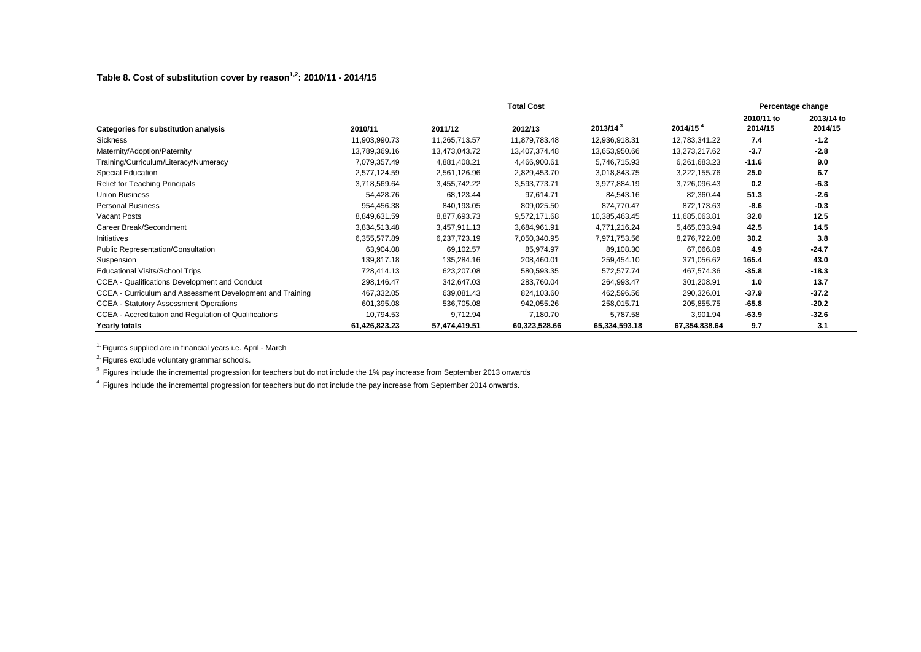**Table 8. Cost of substitution cover by reason[1,2]: 2010/11 - 2014/15**

| | Total Cost | | | | | Percentage change | |
|---|---|---|---|---|---|---|---|
| **Categories for substitution analysis** | **2010/11** | **2011/12** | **2012/13** | **2013/14[3]** | **2014/15[4]** | **2010/11 to 2014/15** | **2013/14 to 2014/15** |
| Sickness | 11,903,990.73 | 11,265,713.57 | 11,879,783.48 | 12,936,918.31 | 12,783,341.22 | **7.4** | **-1.2** |
| Maternity/Adoption/Paternity | 13,789,369.16 | 13,473,043.72 | 13,407,374.48 | 13,653,950.66 | 13,273,217.62 | **-3.7** | **-2.8** |
| Training/Curriculum/Literacy/Numeracy | 7,079,357.49 | 4,881,408.21 | 4,466,900.61 | 5,746,715.93 | 6,261,683.23 | **-11.6** | **9.0** |
| Special Education | 2,577,124.59 | 2,561,126.96 | 2,829,453.70 | 3,018,843.75 | 3,222,155.76 | **25.0** | **6.7** |
| Relief for Teaching Principals | 3,718,569.64 | 3,455,742.22 | 3,593,773.71 | 3,977,884.19 | 3,726,096.43 | **0.2** | **-6.3** |
| Union Business | 54,428.76 | 68,123.44 | 97,614.71 | 84,543.16 | 82,360.44 | **51.3** | **-2.6** |
| Personal Business | 954,456.38 | 840,193.05 | 809,025.50 | 874,770.47 | 872,173.63 | **-8.6** | **-0.3** |
| Vacant Posts | 8,849,631.59 | 8,877,693.73 | 9,572,171.68 | 10,385,463.45 | 11,685,063.81 | **32.0** | **12.5** |
| Career Break/Secondment | 3,834,513.48 | 3,457,911.13 | 3,684,961.91 | 4,771,216.24 | 5,465,033.94 | **42.5** | **14.5** |
| Initiatives | 6,355,577.89 | 6,237,723.19 | 7,050,340.95 | 7,971,753.56 | 8,276,722.08 | **30.2** | **3.8** |
| Public Representation/Consultation | 63,904.08 | 69,102.57 | 85,974.97 | 89,108.30 | 67,066.89 | **4.9** | **-24.7** |
| Suspension | 139,817.18 | 135,284.16 | 208,460.01 | 259,454.10 | 371,056.62 | **165.4** | **43.0** |
| Educational Visits/School Trips | 728,414.13 | 623,207.08 | 580,593.35 | 572,577.74 | 467,574.36 | **-35.8** | **-18.3** |
| CCEA - Qualifications Development and Conduct | 298,146.47 | 342,647.03 | 283,760.04 | 264,993.47 | 301,208.91 | **1.0** | **13.7** |
| CCEA - Curriculum and Assessment Development and Training | 467,332.05 | 639,081.43 | 824,103.60 | 462,596.56 | 290,326.01 | **-37.9** | **-37.2** |
| CCEA - Statutory Assessment Operations | 601,395.08 | 536,705.08 | 942,055.26 | 258,015.71 | 205,855.75 | **-65.8** | **-20.2** |
| CCEA - Accreditation and Regulation of Qualifications | 10,794.53 | 9,712.94 | 7,180.70 | 5,787.58 | 3,901.94 | **-63.9** | **-32.6** |
| **Yearly totals** | **61,426,823.23** | **57,474,419.51** | **60,323,528.66** | **65,334,593.18** | **67,354,838.64** | **9.7** | **3.1** |

[1] Figures supplied are in financial years i.e. April - March

[2] Figures exclude voluntary grammar schools.

[3] Figures include the incremental progression for teachers but do not include the 1% pay increase from September 2013 onwards

[4] Figures include the incremental progression for teachers but do not include the pay increase from September 2014 onwards.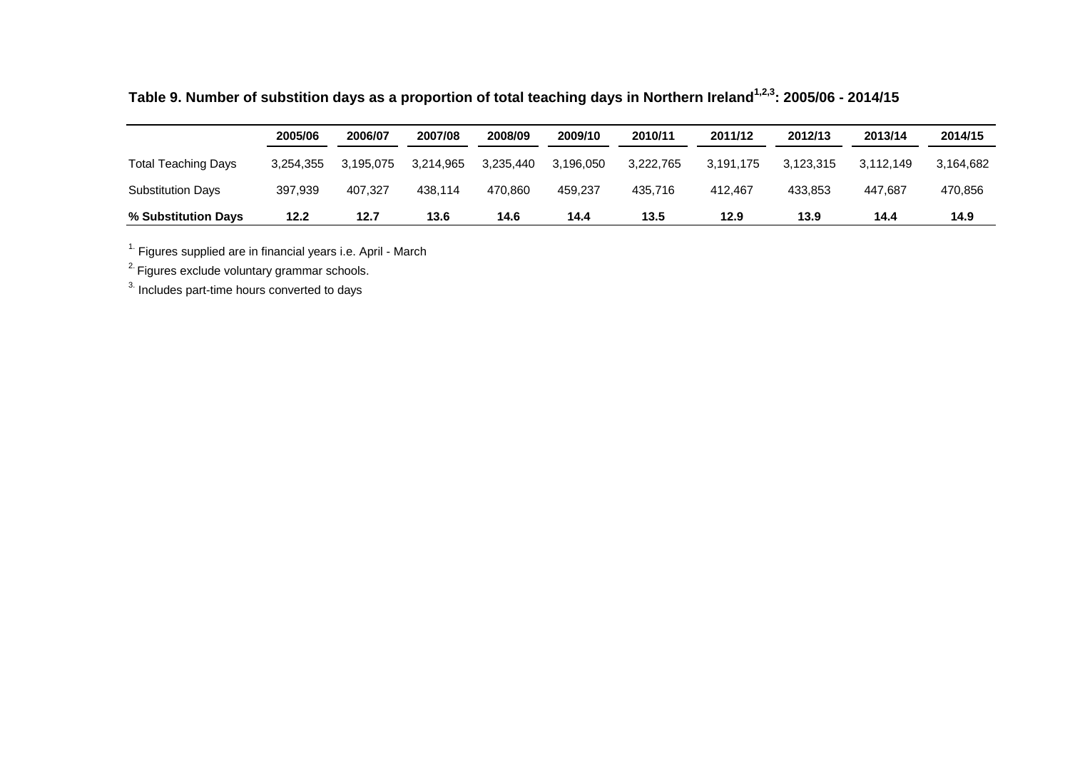**Table 9. Number of substition days as a proportion of total teaching days in Northern Ireland[1,2,3]: 2005/06 - 2014/15**

| | 2005/06 | 2006/07 | 2007/08 | 2008/09 | 2009/10 | 2010/11 | 2011/12 | 2012/13 | 2013/14 | 2014/15 |
|---|---|---|---|---|---|---|---|---|---|---|
| Total Teaching Days | 3,254,355 | 3,195,075 | 3,214,965 | 3,235,440 | 3,196,050 | 3,222,765 | 3,191,175 | 3,123,315 | 3,112,149 | 3,164,682 |
| Substitution Days | 397,939 | 407,327 | 438,114 | 470,860 | 459,237 | 435,716 | 412,467 | 433,853 | 447,687 | 470,856 |
| **% Substitution Days** | **12.2** | **12.7** | **13.6** | **14.6** | **14.4** | **13.5** | **12.9** | **13.9** | **14.4** | **14.9** |

[1.] Figures supplied are in financial years i.e. April - March

[2.] Figures exclude voluntary grammar schools.

[3.] Includes part-time hours converted to days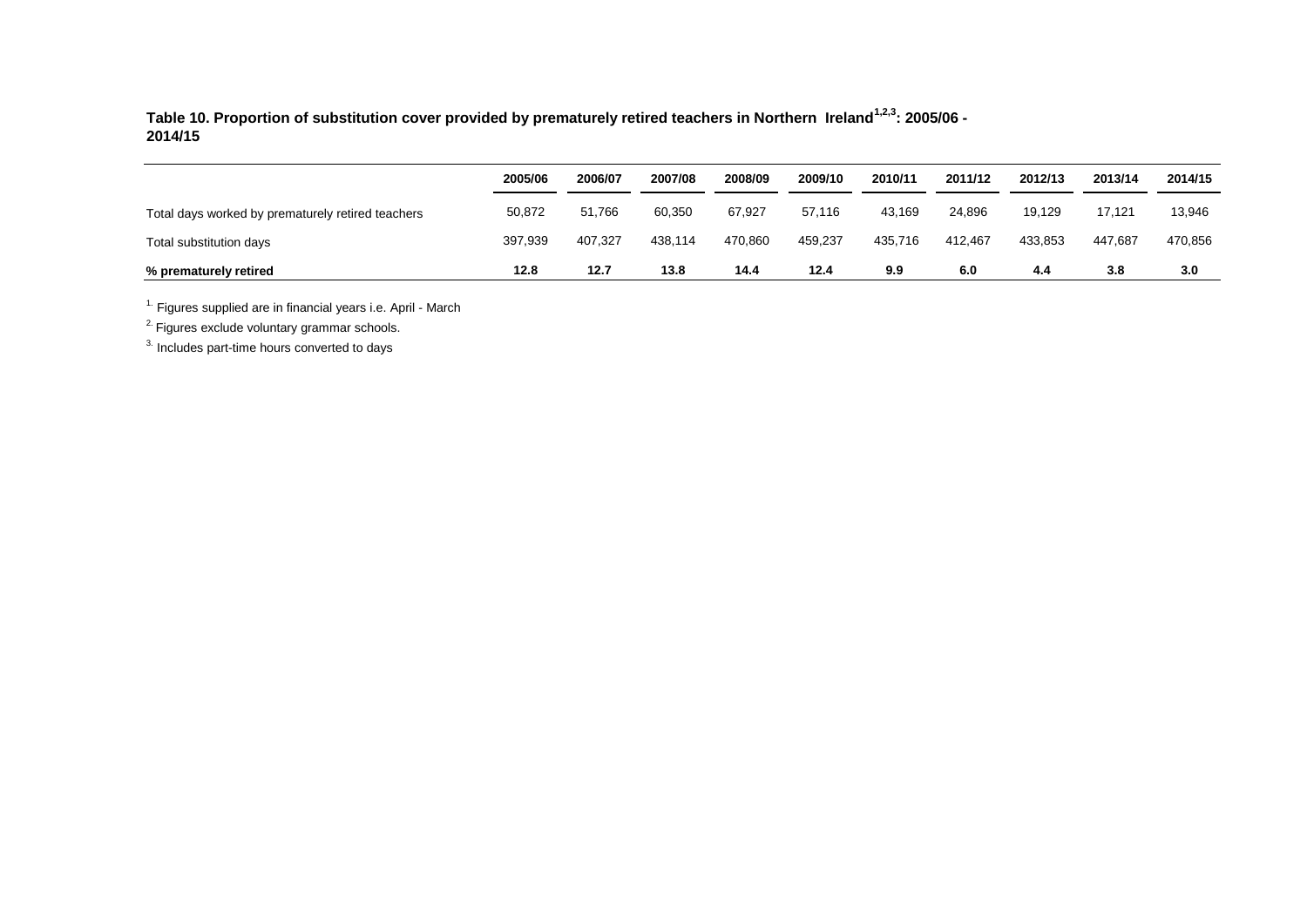**Table 10. Proportion of substitution cover provided by prematurely retired teachers in Northern Ireland[1,2,3]: 2005/06 - 2014/15**

| | 2005/06 | 2006/07 | 2007/08 | 2008/09 | 2009/10 | 2010/11 | 2011/12 | 2012/13 | 2013/14 | 2014/15 |
|---|---|---|---|---|---|---|---|---|---|---|
| Total days worked by prematurely retired teachers | 50,872 | 51,766 | 60,350 | 67,927 | 57,116 | 43,169 | 24,896 | 19,129 | 17,121 | 13,946 |
| Total substitution days | 397,939 | 407,327 | 438,114 | 470,860 | 459,237 | 435,716 | 412,467 | 433,853 | 447,687 | 470,856 |
| **% prematurely retired** | **12.8** | **12.7** | **13.8** | **14.4** | **12.4** | **9.9** | **6.0** | **4.4** | **3.8** | **3.0** |

[1.] Figures supplied are in financial years i.e. April - March

[2.] Figures exclude voluntary grammar schools.

[3.] Includes part-time hours converted to days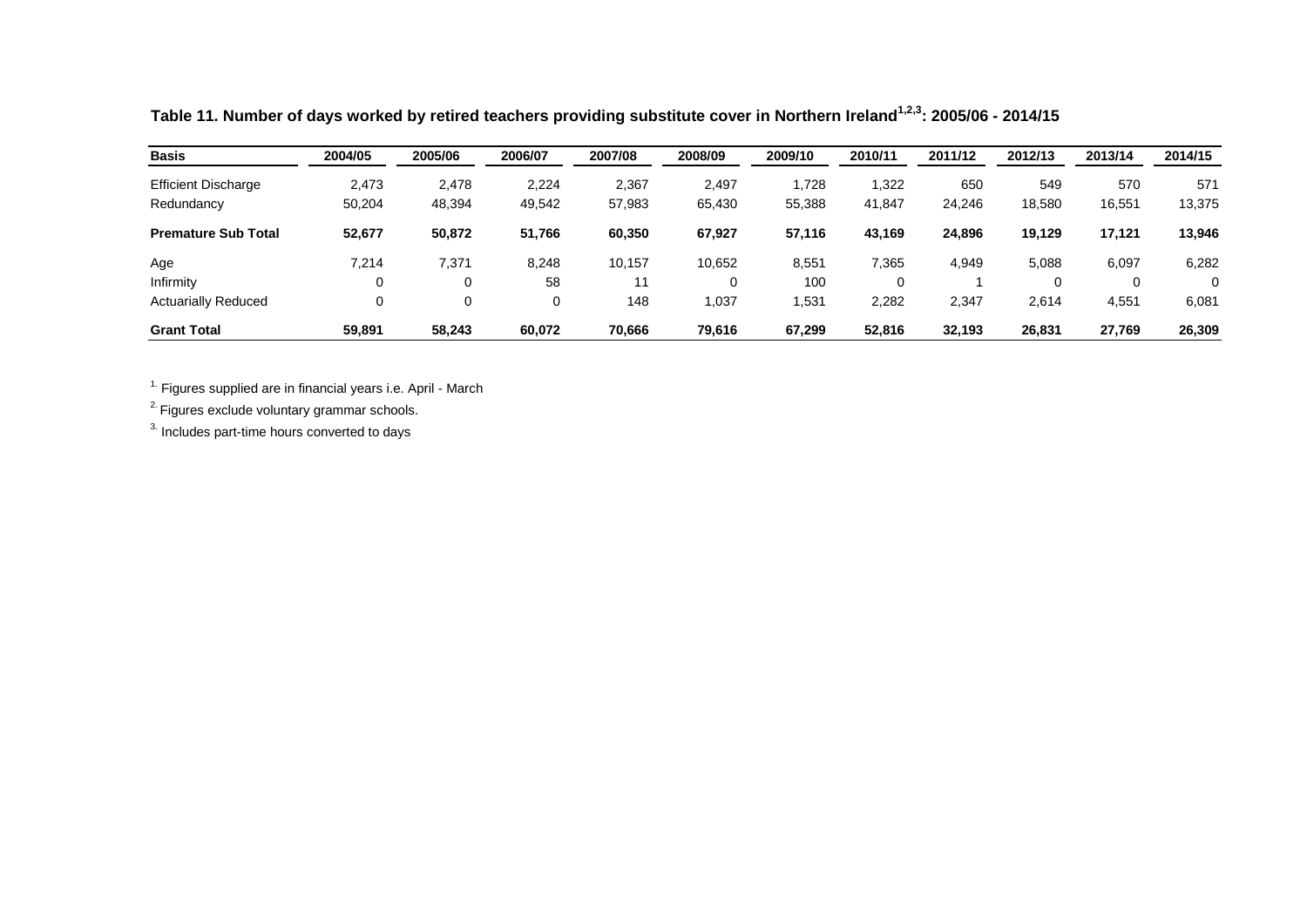**Table 11. Number of days worked by retired teachers providing substitute cover in Northern Ireland[1,2,3]: 2005/06 - 2014/15**

| Basis | 2004/05 | 2005/06 | 2006/07 | 2007/08 | 2008/09 | 2009/10 | 2010/11 | 2011/12 | 2012/13 | 2013/14 | 2014/15 |
|---|---|---|---|---|---|---|---|---|---|---|---|
| Efficient Discharge | 2,473 | 2,478 | 2,224 | 2,367 | 2,497 | 1,728 | 1,322 | 650 | 549 | 570 | 571 |
| Redundancy | 50,204 | 48,394 | 49,542 | 57,983 | 65,430 | 55,388 | 41,847 | 24,246 | 18,580 | 16,551 | 13,375 |
| **Premature Sub Total** | **52,677** | **50,872** | **51,766** | **60,350** | **67,927** | **57,116** | **43,169** | **24,896** | **19,129** | **17,121** | **13,946** |
| Age | 7,214 | 7,371 | 8,248 | 10,157 | 10,652 | 8,551 | 7,365 | 4,949 | 5,088 | 6,097 | 6,282 |
| Infirmity | 0 | 0 | 58 | 11 | 0 | 100 | 0 | 1 | 0 | 0 | 0 |
| Actuarially Reduced | 0 | 0 | 0 | 148 | 1,037 | 1,531 | 2,282 | 2,347 | 2,614 | 4,551 | 6,081 |
| **Grant Total** | **59,891** | **58,243** | **60,072** | **70,666** | **79,616** | **67,299** | **52,816** | **32,193** | **26,831** | **27,769** | **26,309** |

[1.] Figures supplied are in financial years i.e. April - March

[2.] Figures exclude voluntary grammar schools.

[3.] Includes part-time hours converted to days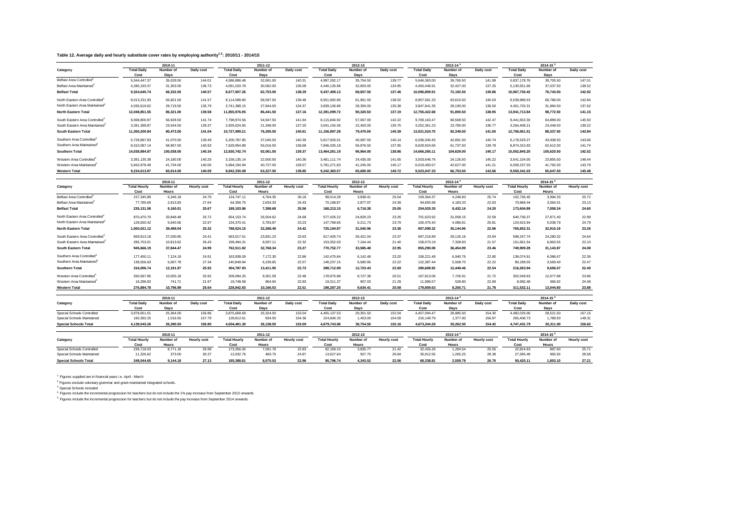### Table 12. Average daily and hourly substitute cover rates by employing authority[1,2]: 2010/11 - 2014/15

| Category | 2010-11 | | | 2011-12 | | | 2012-13 | | | 2013-14[4] | | | 2014-15[5] | | |
|---|---|---|---|---|---|---|---|---|---|---|---|---|---|---|---|
| | Total Daily Cost | Number of Days | Daily cost | Total Daily Cost | Number of Days | Daily cost | Total Daily Cost | Number of Days | Daily cost | Total Daily Cost | Number of Days | Daily cost | Total Daily Cost | Number of Days | Daily cost |
| Belfast Area Controlled[3] | 5,044,447.37 | 35,029.50 | 144.01 | 4,586,886.48 | 32,691.00 | 140.31 | 4,997,282.17 | 35,754.50 | 139.77 | 5,646,363.00 | 39,765.50 | 141.99 | 5,837,178.76 | 39,705.50 | 147.01 |
| Belfast Area Maintained[3] | 4,280,193.37 | 31,303.00 | 136.73 | 4,091,020.78 | 30,062.00 | 136.09 | 4,440,126.96 | 32,903.00 | 134.95 | 4,450,446.91 | 32,427.00 | 137.25 | 5,130,551.66 | 37,037.50 | 138.52 |
| **Belfast Total** | **9,324,640.74** | **66,332.50** | **140.57** | **8,677,907.26** | **62,753.00** | **138.29** | **9,437,409.13** | **68,657.50** | **137.46** | **10,096,809.91** | **72,192.50** | **139.86** | **10,967,730.42** | **76,743.00** | **142.92** |
| North Eastern Area Controlled[3] | 8,013,231.93 | 56,601.50 | 141.57 | 8,114,588.80 | 58,597.50 | 138.48 | 8,551,992.86 | 61,961.50 | 138.02 | 8,907,581.33 | 63,610.50 | 140.03 | 9,539,988.53 | 66,788.00 | 142.84 |
| North Eastern Area Maintained[3] | 4,035,619.62 | 29,719.50 | 135.79 | 3,741,388.15 | 27,844.00 | 134.37 | 3,839,106.86 | 28,359.00 | 135.38 | 3,847,841.35 | 28,190.00 | 136.50 | 4,401,725.31 | 31,984.50 | 137.62 |
| **North Eastern Total** | **12,048,851.55** | **86,321.00** | **139.58** | **11,855,976.95** | **86,441.50** | **137.16** | **12,391,099.72** | **90,320.50** | **137.19** | **12,755,422.68** | **91,800.50** | **138.95** | **13,941,713.84** | **98,772.50** | **141.15** |
| South Eastern Area Controlled[3] | 8,068,800.97 | 56,928.50 | 141.74 | 7,798,974.56 | 54,947.50 | 141.94 | 8,115,846.92 | 57,067.00 | 142.22 | 9,769,163.47 | 68,569.50 | 142.47 | 9,441,653.30 | 64,889.00 | 145.50 |
| South Eastern Area Maintained[3] | 3,281,399.87 | 23,544.50 | 139.37 | 2,929,024.65 | 21,348.00 | 137.20 | 3,041,150.36 | 22,403.00 | 135.75 | 3,252,361.23 | 23,780.00 | 136.77 | 3,264,408.21 | 23,448.50 | 139.22 |
| **South Eastern Total** | **11,350,200.84** | **80,473.00** | **141.04** | **10,727,999.21** | **76,295.50** | **140.61** | **11,156,997.28** | **79,470.00** | **140.39** | **13,021,524.70** | **92,349.50** | **141.00** | **12,706,061.51** | **88,337.50** | **143.84** |
| Southern Area Controlled[3] | 5,728,897.83 | 41,070.50 | 139.49 | 5,200,787.85 | 37,045.00 | 140.39 | 5,617,926.01 | 40,087.50 | 140.14 | 6,036,340.45 | 42,891.50 | 140.74 | 6,178,529.27 | 43,008.50 | 143.66 |
| Southern Area Maintained[3] | 8,310,087.14 | 58,967.50 | 140.93 | 7,629,954.89 | 55,016.50 | 138.68 | 7,846,335.18 | 56,876.50 | 137.95 | 8,629,924.66 | 61,737.50 | 139.78 | 8,874,315.93 | 62,612.00 | 141.74 |
| **Southern Total** | **14,038,984.97** | **100,038.00** | **140.34** | **12,830,742.74** | **92,061.50** | **139.37** | **13,464,261.19** | **96,964.00** | **138.86** | **14,666,265.11** | **104,629.00** | **140.17** | **15,052,845.20** | **105,620.50** | **142.52** |
| Western Area Controlled[3] | 3,391,135.38 | 24,180.00 | 140.25 | 3,158,135.14 | 22,500.50 | 140.36 | 3,461,111.74 | 24,435.00 | 141.65 | 3,503,646.76 | 24,126.50 | 145.22 | 3,541,104.00 | 23,855.50 | 148.44 |
| Western Area Maintained[3] | 5,842,878.49 | 41,734.00 | 140.00 | 5,684,194.94 | 40,727.00 | 139.57 | 5,781,271.83 | 41,245.00 | 140.17 | 6,019,400.57 | 42,627.00 | 141.21 | 6,009,237.03 | 41,792.00 | 143.79 |
| **Western Total** | **9,234,013.87** | **65,914.00** | **140.09** | **8,842,330.08** | **63,227.50** | **139.85** | **9,242,383.57** | **65,680.00** | **140.72** | **9,523,047.33** | **66,753.50** | **142.66** | **9,550,341.03** | **65,647.50** | **145.48** |

| Category | 2010-11 | | | 2011-12 | | | 2012-13 | | | 2013-14[4] | | | 2014-15[5] | | |
|---|---|---|---|---|---|---|---|---|---|---|---|---|---|---|---|
| | Total Hourly Cost | Number of Hours | Hourly cost | Total Hourly Cost | Number of Hours | Hourly cost | Total Hourly Cost | Number of Hours | Hourly cost | Total Hourly Cost | Number of Hours | Hourly cost | Total Hourly Cost | Number of Hours | Hourly cost |
| Belfast Area Controlled[3] | 157,345.89 | 6,346.18 | 24.79 | 124,747.11 | 4,764.35 | 26.18 | 98,014.28 | 3,838.41 | 25.54 | 109,364.37 | 4,248.83 | 25.74 | 102,736.45 | 3,994.33 | 25.72 |
| Belfast Area Maintained[3] | 77,785.69 | 2,813.83 | 27.64 | 64,356.75 | 2,634.33 | 24.43 | 70,198.87 | 2,877.97 | 24.39 | 94,655.98 | 4,183.33 | 22.63 | 70,868.44 | 3,064.01 | 23.13 |
| **Belfast Total** | **235,131.58** | **9,160.01** | **25.67** | **189,103.86** | **7,398.68** | **25.56** | **168,213.15** | **6,716.38** | **25.05** | **204,020.35** | **8,432.16** | **24.20** | **173,604.89** | **7,058.34** | **24.60** |
| North Eastern Area Controlled[3] | 870,470.70 | 33,848.48 | 25.72 | 654,153.74 | 26,504.62 | 24.68 | 577,426.22 | 24,829.23 | 23.26 | 701,623.92 | 31,058.15 | 22.59 | 640,736.37 | 27,871.40 | 22.99 |
| North Eastern Area Maintained[3] | 129,550.42 | 5,640.56 | 22.97 | 134,370.41 | 5,783.87 | 23.23 | 147,768.65 | 6,211.73 | 23.79 | 105,475.40 | 4,086.81 | 25.81 | 124,915.94 | 5,038.79 | 24.79 |
| **North Eastern Total** | **1,000,021.12** | **39,489.04** | **25.32** | **788,524.15** | **32,288.49** | **24.42** | **725,194.87** | **31,040.96** | **23.36** | **807,099.32** | **35,144.96** | **22.96** | **765,652.31** | **32,910.19** | **23.26** |
| South Eastern Area Controlled[3] | 659,913.18 | 27,030.85 | 24.41 | 563,017.51 | 23,831.23 | 23.63 | 617,400.74 | 26,421.04 | 23.37 | 697,216.89 | 29,126.16 | 23.94 | 598,247.74 | 24,280.32 | 24.64 |
| South Eastern Area Maintained[3] | 285,753.01 | 10,813.62 | 26.43 | 199,494.31 | 8,937.11 | 22.32 | 153,352.03 | 7,164.44 | 21.40 | 158,073.19 | 7,328.83 | 21.57 | 151,661.54 | 6,863.55 | 22.10 |
| **South Eastern Total** | **945,666.19** | **37,844.47** | **24.99** | **762,511.82** | **32,768.34** | **23.27** | **770,752.77** | **33,585.48** | **22.95** | **855,290.08** | **36,454.99** | **23.46** | **749,909.28** | **31,143.87** | **24.08** |
| Southern Area Controlled[3] | 177,450.11 | 7,124.19 | 24.91 | 163,938.09 | 7,172.30 | 22.86 | 142,475.84 | 6,142.48 | 23.20 | 158,221.48 | 6,940.76 | 22.80 | 136,074.91 | 6,086.67 | 22.36 |
| Southern Area Maintained[3] | 138,556.63 | 5,067.78 | 27.34 | 140,849.84 | 6,239.65 | 22.57 | 146,237.15 | 6,580.95 | 22.22 | 122,387.44 | 5,508.70 | 22.22 | 80,189.03 | 3,569.40 | 22.47 |
| **Southern Total** | **316,006.74** | **12,191.97** | **25.92** | **304,787.93** | **13,411.95** | **22.73** | **288,712.99** | **12,723.43** | **22.69** | **280,608.92** | **12,449.46** | **22.54** | **216,263.94** | **9,656.07** | **22.40** |
| Western Area Controlled[3] | 260,587.85 | 10,055.18 | 25.92 | 209,094.25 | 9,301.59 | 22.48 | 178,975.88 | 8,727.38 | 20.51 | 167,813.06 | 7,726.91 | 21.72 | 302,549.63 | 12,677.88 | 23.86 |
| Western Area Maintained[3] | 16,296.93 | 741.71 | 21.97 | 19,748.58 | 864.94 | 22.83 | 19,311.37 | 907.03 | 21.29 | 11,996.57 | 528.80 | 22.69 | 8,982.48 | 366.92 | 24.48 |
| **Western Total** | **276,884.78** | **10,796.89** | **25.64** | **228,842.83** | **10,166.53** | **22.51** | **198,287.25** | **9,634.41** | **20.58** | **179,809.63** | **8,255.71** | **21.78** | **311,532.11** | **13,044.80** | **23.88** |

| Category | 2010-11 | | | 2011-12 | | | 2012-13 | | | 2013-14[4] | | | 2014-15[5] | | |
|---|---|---|---|---|---|---|---|---|---|---|---|---|---|---|---|
| | Total Daily Cost | Number of Days | Daily cost | Total Daily Cost | Number of Days | Daily cost | Total Daily Cost | Number of Days | Daily cost | Total Daily Cost | Number of Days | Daily cost | Total Daily Cost | Number of Days | Daily cost |
| Special Schools Controlled | 3,978,651.01 | 25,364.00 | 156.86 | 3,875,668.69 | 25,324.00 | 153.04 | 4,455,137.53 | 29,301.50 | 152.04 | 4,457,094.47 | 28,885.50 | 154.30 | 4,482,025.06 | 28,521.50 | 157.15 |
| Special Schools Maintained | 160,392.25 | 1,016.50 | 157.79 | 128,812.61 | 834.50 | 154.36 | 224,606.33 | 1,453.00 | 154.58 | 216,149.79 | 1,377.00 | 156.97 | 265,406.73 | 1,789.50 | 148.31 |
| **Special Schools Total** | **4,139,043.26** | **26,380.50** | **156.90** | **4,004,481.30** | **26,158.50** | **153.09** | **4,679,743.86** | **30,754.50** | **152.16** | **4,673,244.26** | **30,262.50** | **154.42** | **4,747,431.79** | **30,311.00** | **156.62** |

| Category | 2010-11 | | | 2011-12 | | | 2012-13 | | | 2013-14[4] | | | 2014-15[5] | | |
|---|---|---|---|---|---|---|---|---|---|---|---|---|---|---|---|
| | Total Hourly Cost | Number of Hours | Hourly cost | Total Hourly Cost | Number of Hours | Hourly cost | Total Hourly Cost | Number of Hours | Hourly cost | Total Hourly Cost | Number of Hours | Hourly cost | Total Hourly Cost | Number of Hours | Hourly cost |
| Special Schools Controlled | 236,718.03 | 8,771.18 | 26.99 | 173,356.05 | 7,591.78 | 22.83 | 82,169.10 | 3,835.77 | 21.42 | 32,426.26 | 1,294.54 | 25.05 | 22,824.63 | 887.60 | 25.71 |
| Special Schools Maintained | 11,326.62 | 373.00 | 30.37 | 12,032.76 | 483.75 | 24.87 | 13,627.64 | 507.75 | 26.84 | 35,912.55 | 1,265.25 | 28.38 | 27,595.48 | 965.50 | 28.58 |
| **Special Schools Total** | **248,044.65** | **9,144.18** | **27.13** | **185,388.81** | **8,075.53** | **22.96** | **95,796.74** | **4,343.52** | **22.06** | **68,338.81** | **2,559.79** | **26.70** | **50,420.11** | **1,853.10** | **27.21** |

[1] Figures supplied are in financial years i.e. April - March

[2] Figures exclude voluntary grammar and grant-maintained integrated schools.

[3] Special Schools included

[4] Figures include the incremental progression for teachers but do not include the 1% pay increase from September 2013 onwards

[5] Figures include the incremental progression for teachers but do not include the pay increase from September 2014 onwards.